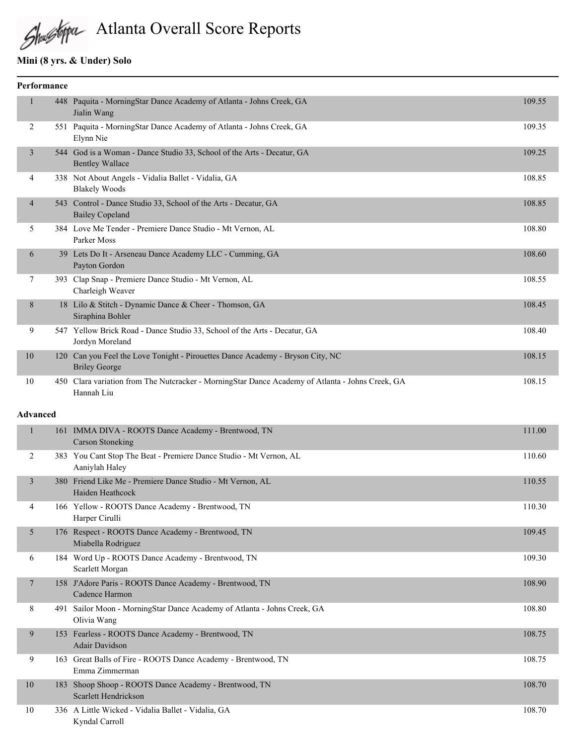# Atlanta Overall Score Reports

## Mini (8 yrs. & Under) Solo

### Performance

| Place | # | Routine | Score |
|---|---|---|---|
| 1 | 448 | Paquita - MorningStar Dance Academy of Atlanta - Johns Creek, GA<br>Jialin Wang | 109.55 |
| 2 | 551 | Paquita - MorningStar Dance Academy of Atlanta - Johns Creek, GA<br>Elynn Nie | 109.35 |
| 3 | 544 | God is a Woman - Dance Studio 33, School of the Arts - Decatur, GA<br>Bentley Wallace | 109.25 |
| 4 | 338 | Not About Angels - Vidalia Ballet - Vidalia, GA<br>Blakely Woods | 108.85 |
| 4 | 543 | Control - Dance Studio 33, School of the Arts - Decatur, GA<br>Bailey Copeland | 108.85 |
| 5 | 384 | Love Me Tender - Premiere Dance Studio - Mt Vernon, AL<br>Parker Moss | 108.80 |
| 6 | 39 | Lets Do It - Arseneau Dance Academy LLC - Cumming, GA<br>Payton Gordon | 108.60 |
| 7 | 393 | Clap Snap - Premiere Dance Studio - Mt Vernon, AL<br>Charleigh Weaver | 108.55 |
| 8 | 18 | Lilo & Stitch - Dynamic Dance & Cheer - Thomson, GA<br>Siraphina Bohler | 108.45 |
| 9 | 547 | Yellow Brick Road - Dance Studio 33, School of the Arts - Decatur, GA<br>Jordyn Moreland | 108.40 |
| 10 | 120 | Can you Feel the Love Tonight - Pirouettes Dance Academy - Bryson City, NC<br>Briley George | 108.15 |
| 10 | 450 | Clara variation from The Nutcracker - MorningStar Dance Academy of Atlanta - Johns Creek, GA<br>Hannah Liu | 108.15 |

### Advanced

| Place | # | Routine | Score |
|---|---|---|---|
| 1 | 161 | IMMA DIVA - ROOTS Dance Academy - Brentwood, TN<br>Carson Stoneking | 111.00 |
| 2 | 383 | You Cant Stop The Beat - Premiere Dance Studio - Mt Vernon, AL<br>Aaniylah Haley | 110.60 |
| 3 | 380 | Friend Like Me - Premiere Dance Studio - Mt Vernon, AL<br>Haiden Heathcock | 110.55 |
| 4 | 166 | Yellow - ROOTS Dance Academy - Brentwood, TN<br>Harper Cirulli | 110.30 |
| 5 | 176 | Respect - ROOTS Dance Academy - Brentwood, TN<br>Miabella Rodriguez | 109.45 |
| 6 | 184 | Word Up - ROOTS Dance Academy - Brentwood, TN<br>Scarlett Morgan | 109.30 |
| 7 | 158 | J'Adore Paris - ROOTS Dance Academy - Brentwood, TN<br>Cadence Harmon | 108.90 |
| 8 | 491 | Sailor Moon - MorningStar Dance Academy of Atlanta - Johns Creek, GA<br>Olivia Wang | 108.80 |
| 9 | 153 | Fearless - ROOTS Dance Academy - Brentwood, TN<br>Adair Davidson | 108.75 |
| 9 | 163 | Great Balls of Fire - ROOTS Dance Academy - Brentwood, TN<br>Emma Zimmerman | 108.75 |
| 10 | 183 | Shoop Shoop - ROOTS Dance Academy - Brentwood, TN<br>Scarlett Hendrickson | 108.70 |
| 10 | 336 | A Little Wicked - Vidalia Ballet - Vidalia, GA<br>Kyndal Carroll | 108.70 |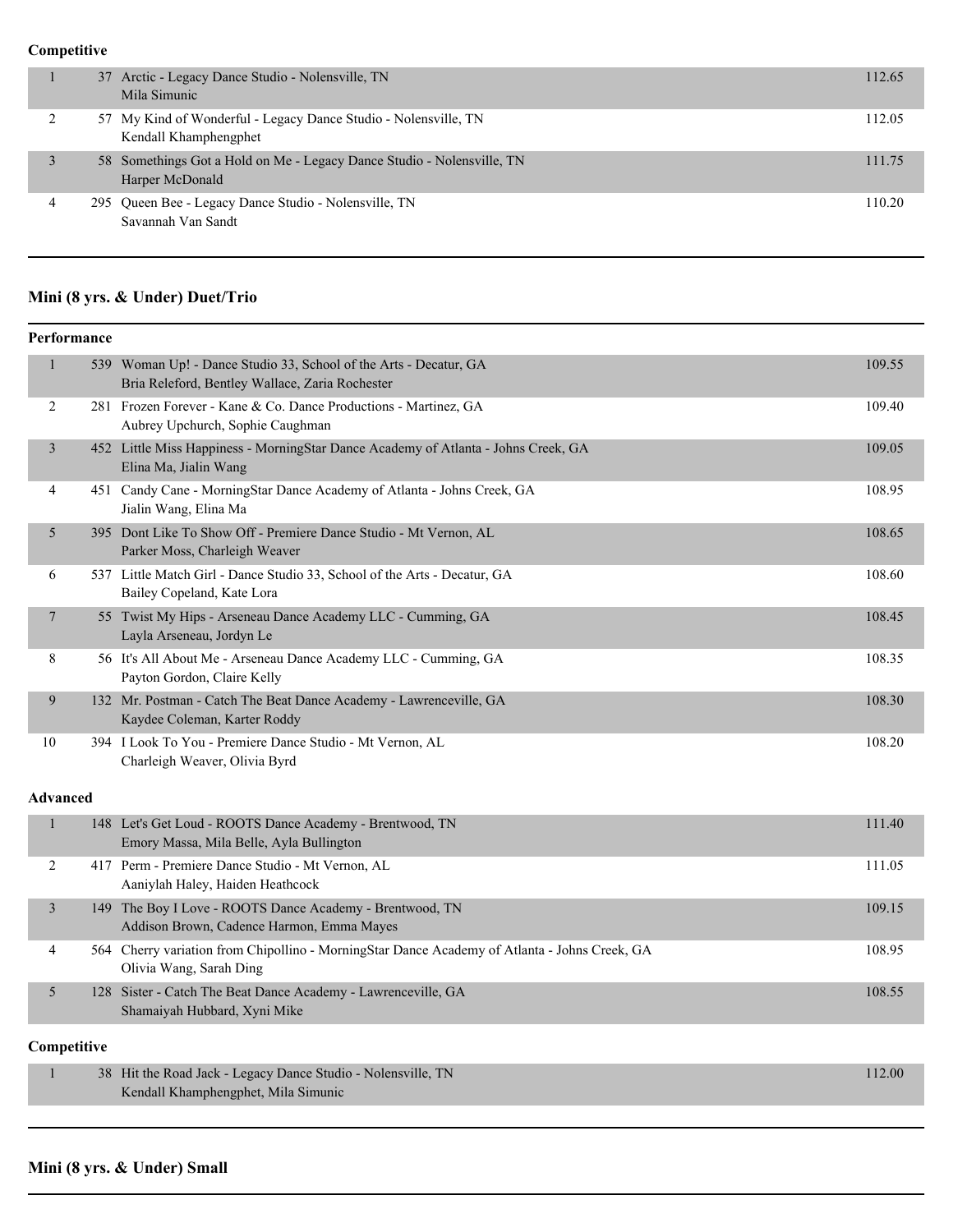**Competitive**

| Place | # | Entry | Score |
|---|---|---|---|
| 1 | 37 | Arctic - Legacy Dance Studio - Nolensville, TN<br>Mila Simunic | 112.65 |
| 2 | 57 | My Kind of Wonderful - Legacy Dance Studio - Nolensville, TN<br>Kendall Khamphengphet | 112.05 |
| 3 | 58 | Somethings Got a Hold on Me - Legacy Dance Studio - Nolensville, TN<br>Harper McDonald | 111.75 |
| 4 | 295 | Queen Bee - Legacy Dance Studio - Nolensville, TN<br>Savannah Van Sandt | 110.20 |

## Mini (8 yrs. & Under) Duet/Trio

**Performance**

| Place | # | Entry | Score |
|---|---|---|---|
| 1 | 539 | Woman Up! - Dance Studio 33, School of the Arts - Decatur, GA<br>Bria Releford, Bentley Wallace, Zaria Rochester | 109.55 |
| 2 | 281 | Frozen Forever - Kane & Co. Dance Productions - Martinez, GA<br>Aubrey Upchurch, Sophie Caughman | 109.40 |
| 3 | 452 | Little Miss Happiness - MorningStar Dance Academy of Atlanta - Johns Creek, GA<br>Elina Ma, Jialin Wang | 109.05 |
| 4 | 451 | Candy Cane - MorningStar Dance Academy of Atlanta - Johns Creek, GA<br>Jialin Wang, Elina Ma | 108.95 |
| 5 | 395 | Dont Like To Show Off - Premiere Dance Studio - Mt Vernon, AL<br>Parker Moss, Charleigh Weaver | 108.65 |
| 6 | 537 | Little Match Girl - Dance Studio 33, School of the Arts - Decatur, GA<br>Bailey Copeland, Kate Lora | 108.60 |
| 7 | 55 | Twist My Hips - Arseneau Dance Academy LLC - Cumming, GA<br>Layla Arseneau, Jordyn Le | 108.45 |
| 8 | 56 | It's All About Me - Arseneau Dance Academy LLC - Cumming, GA<br>Payton Gordon, Claire Kelly | 108.35 |
| 9 | 132 | Mr. Postman - Catch The Beat Dance Academy - Lawrenceville, GA<br>Kaydee Coleman, Karter Roddy | 108.30 |
| 10 | 394 | I Look To You - Premiere Dance Studio - Mt Vernon, AL<br>Charleigh Weaver, Olivia Byrd | 108.20 |

**Advanced**

| Place | # | Entry | Score |
|---|---|---|---|
| 1 | 148 | Let's Get Loud - ROOTS Dance Academy - Brentwood, TN<br>Emory Massa, Mila Belle, Ayla Bullington | 111.40 |
| 2 | 417 | Perm - Premiere Dance Studio - Mt Vernon, AL<br>Aaniylah Haley, Haiden Heathcock | 111.05 |
| 3 | 149 | The Boy I Love - ROOTS Dance Academy - Brentwood, TN<br>Addison Brown, Cadence Harmon, Emma Mayes | 109.15 |
| 4 | 564 | Cherry variation from Chipollino - MorningStar Dance Academy of Atlanta - Johns Creek, GA<br>Olivia Wang, Sarah Ding | 108.95 |
| 5 | 128 | Sister - Catch The Beat Dance Academy - Lawrenceville, GA<br>Shamaiyah Hubbard, Xyni Mike | 108.55 |

**Competitive**

| Place | # | Entry | Score |
|---|---|---|---|
| 1 | 38 | Hit the Road Jack - Legacy Dance Studio - Nolensville, TN<br>Kendall Khamphengphet, Mila Simunic | 112.00 |

## Mini (8 yrs. & Under) Small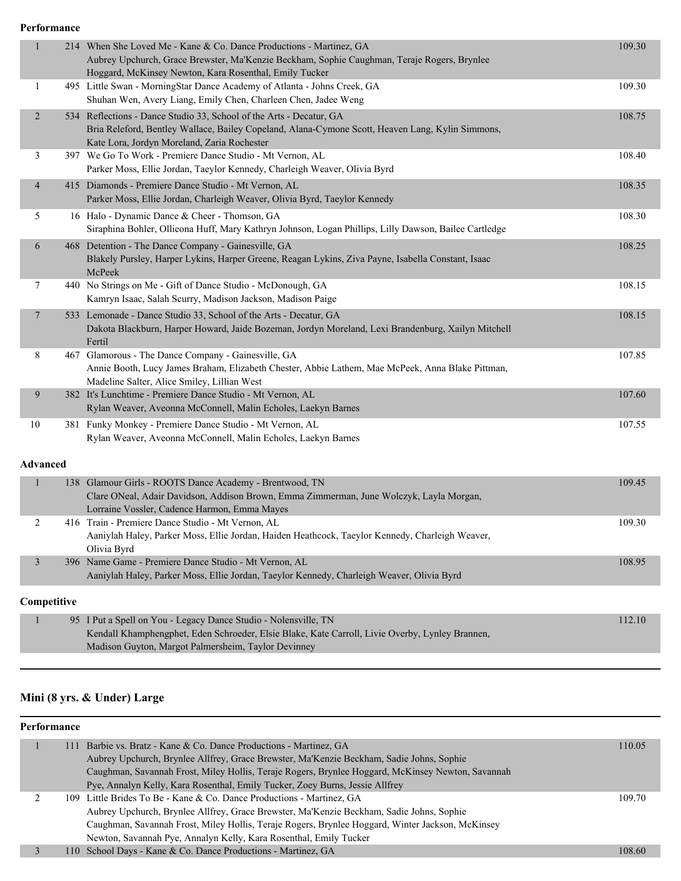**Performance**

| Place | # | Entry | Score |
|---|---|---|---|
| 1 | 214 | When She Loved Me - Kane & Co. Dance Productions - Martinez, GA<br>Aubrey Upchurch, Grace Brewster, Ma'Kenzie Beckham, Sophie Caughman, Teraje Rogers, Brynlee Hoggard, McKinsey Newton, Kara Rosenthal, Emily Tucker | 109.30 |
| 1 | 495 | Little Swan - MorningStar Dance Academy of Atlanta - Johns Creek, GA<br>Shuhan Wen, Avery Liang, Emily Chen, Charleen Chen, Jadee Weng | 109.30 |
| 2 | 534 | Reflections - Dance Studio 33, School of the Arts - Decatur, GA<br>Bria Releford, Bentley Wallace, Bailey Copeland, Alana-Cymone Scott, Heaven Lang, Kylin Simmons, Kate Lora, Jordyn Moreland, Zaria Rochester | 108.75 |
| 3 | 397 | We Go To Work - Premiere Dance Studio - Mt Vernon, AL<br>Parker Moss, Ellie Jordan, Taeylor Kennedy, Charleigh Weaver, Olivia Byrd | 108.40 |
| 4 | 415 | Diamonds - Premiere Dance Studio - Mt Vernon, AL<br>Parker Moss, Ellie Jordan, Charleigh Weaver, Olivia Byrd, Taeylor Kennedy | 108.35 |
| 5 | 16 | Halo - Dynamic Dance & Cheer - Thomson, GA<br>Siraphina Bohler, Ollieona Huff, Mary Kathryn Johnson, Logan Phillips, Lilly Dawson, Bailee Cartledge | 108.30 |
| 6 | 468 | Detention - The Dance Company - Gainesville, GA<br>Blakely Pursley, Harper Lykins, Harper Greene, Reagan Lykins, Ziva Payne, Isabella Constant, Isaac McPeek | 108.25 |
| 7 | 440 | No Strings on Me - Gift of Dance Studio - McDonough, GA<br>Kamryn Isaac, Salah Scurry, Madison Jackson, Madison Paige | 108.15 |
| 7 | 533 | Lemonade - Dance Studio 33, School of the Arts - Decatur, GA<br>Dakota Blackburn, Harper Howard, Jaide Bozeman, Jordyn Moreland, Lexi Brandenburg, Xailyn Mitchell Fertil | 108.15 |
| 8 | 467 | Glamorous - The Dance Company - Gainesville, GA<br>Annie Booth, Lucy James Braham, Elizabeth Chester, Abbie Lathem, Mae McPeek, Anna Blake Pittman, Madeline Salter, Alice Smiley, Lillian West | 107.85 |
| 9 | 382 | It's Lunchtime - Premiere Dance Studio - Mt Vernon, AL<br>Rylan Weaver, Aveonna McConnell, Malin Echoles, Laekyn Barnes | 107.60 |
| 10 | 381 | Funky Monkey - Premiere Dance Studio - Mt Vernon, AL<br>Rylan Weaver, Aveonna McConnell, Malin Echoles, Laekyn Barnes | 107.55 |

**Advanced**

| Place | # | Entry | Score |
|---|---|---|---|
| 1 | 138 | Glamour Girls - ROOTS Dance Academy - Brentwood, TN<br>Clare ONeal, Adair Davidson, Addison Brown, Emma Zimmerman, June Wolczyk, Layla Morgan, Lorraine Vossler, Cadence Harmon, Emma Mayes | 109.45 |
| 2 | 416 | Train - Premiere Dance Studio - Mt Vernon, AL<br>Aaniylah Haley, Parker Moss, Ellie Jordan, Haiden Heathcock, Taeylor Kennedy, Charleigh Weaver, Olivia Byrd | 109.30 |
| 3 | 396 | Name Game - Premiere Dance Studio - Mt Vernon, AL<br>Aaniylah Haley, Parker Moss, Ellie Jordan, Taeylor Kennedy, Charleigh Weaver, Olivia Byrd | 108.95 |

**Competitive**

| Place | # | Entry | Score |
|---|---|---|---|
| 1 | 95 | I Put a Spell on You - Legacy Dance Studio - Nolensville, TN<br>Kendall Khamphengphet, Eden Schroeder, Elsie Blake, Kate Carroll, Livie Overby, Lynley Brannen, Madison Guyton, Margot Palmersheim, Taylor Devinney | 112.10 |

## Mini (8 yrs. & Under) Large

**Performance**

| Place | # | Entry | Score |
|---|---|---|---|
| 1 | 111 | Barbie vs. Bratz - Kane & Co. Dance Productions - Martinez, GA<br>Aubrey Upchurch, Brynlee Allfrey, Grace Brewster, Ma'Kenzie Beckham, Sadie Johns, Sophie Caughman, Savannah Frost, Miley Hollis, Teraje Rogers, Brynlee Hoggard, McKinsey Newton, Savannah Pye, Annalyn Kelly, Kara Rosenthal, Emily Tucker, Zoey Burns, Jessie Allfrey | 110.05 |
| 2 | 109 | Little Brides To Be - Kane & Co. Dance Productions - Martinez, GA<br>Aubrey Upchurch, Brynlee Allfrey, Grace Brewster, Ma'Kenzie Beckham, Sadie Johns, Sophie Caughman, Savannah Frost, Miley Hollis, Teraje Rogers, Brynlee Hoggard, Winter Jackson, McKinsey Newton, Savannah Pye, Annalyn Kelly, Kara Rosenthal, Emily Tucker | 109.70 |
| 3 | 110 | School Days - Kane & Co. Dance Productions - Martinez, GA | 108.60 |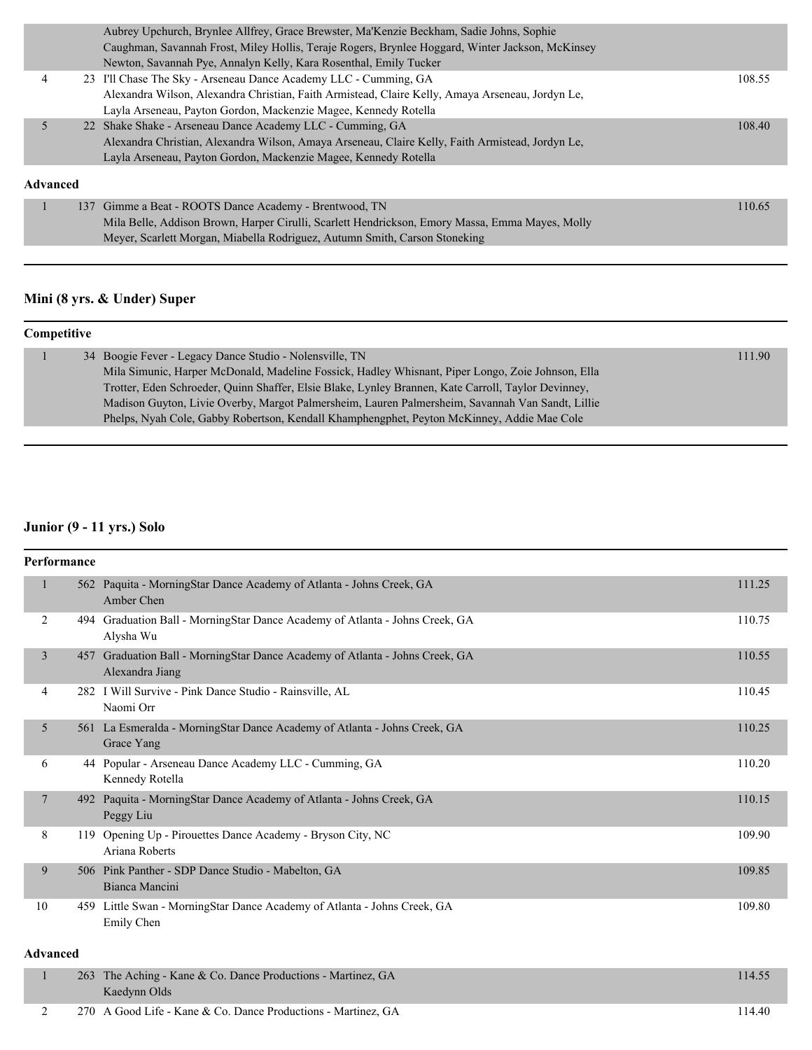| | | | |
|---|---|---|---|
| | | Aubrey Upchurch, Brynlee Allfrey, Grace Brewster, Ma'Kenzie Beckham, Sadie Johns, Sophie Caughman, Savannah Frost, Miley Hollis, Teraje Rogers, Brynlee Hoggard, Winter Jackson, McKinsey Newton, Savannah Pye, Annalyn Kelly, Kara Rosenthal, Emily Tucker | |
| 4 | 23 | I'll Chase The Sky - Arseneau Dance Academy LLC - Cumming, GA<br>Alexandra Wilson, Alexandra Christian, Faith Armistead, Claire Kelly, Amaya Arseneau, Jordyn Le, Layla Arseneau, Payton Gordon, Mackenzie Magee, Kennedy Rotella | 108.55 |
| 5 | 22 | Shake Shake - Arseneau Dance Academy LLC - Cumming, GA<br>Alexandra Christian, Alexandra Wilson, Amaya Arseneau, Claire Kelly, Faith Armistead, Jordyn Le, Layla Arseneau, Payton Gordon, Mackenzie Magee, Kennedy Rotella | 108.40 |

**Advanced**

| | | | |
|---|---|---|---|
| 1 | 137 | Gimme a Beat - ROOTS Dance Academy - Brentwood, TN<br>Mila Belle, Addison Brown, Harper Cirulli, Scarlett Hendrickson, Emory Massa, Emma Mayes, Molly Meyer, Scarlett Morgan, Miabella Rodriguez, Autumn Smith, Carson Stoneking | 110.65 |

## Mini (8 yrs. & Under) Super

**Competitive**

| | | | |
|---|---|---|---|
| 1 | 34 | Boogie Fever - Legacy Dance Studio - Nolensville, TN<br>Mila Simunic, Harper McDonald, Madeline Fossick, Hadley Whisnant, Piper Longo, Zoie Johnson, Ella Trotter, Eden Schroeder, Quinn Shaffer, Elsie Blake, Lynley Brannen, Kate Carroll, Taylor Devinney, Madison Guyton, Livie Overby, Margot Palmersheim, Lauren Palmersheim, Savannah Van Sandt, Lillie Phelps, Nyah Cole, Gabby Robertson, Kendall Khamphengphet, Peyton McKinney, Addie Mae Cole | 111.90 |

## Junior (9 - 11 yrs.) Solo

**Performance**

| | | | |
|---|---|---|---|
| 1 | 562 | Paquita - MorningStar Dance Academy of Atlanta - Johns Creek, GA<br>Amber Chen | 111.25 |
| 2 | 494 | Graduation Ball - MorningStar Dance Academy of Atlanta - Johns Creek, GA<br>Alysha Wu | 110.75 |
| 3 | 457 | Graduation Ball - MorningStar Dance Academy of Atlanta - Johns Creek, GA<br>Alexandra Jiang | 110.55 |
| 4 | 282 | I Will Survive - Pink Dance Studio - Rainsville, AL<br>Naomi Orr | 110.45 |
| 5 | 561 | La Esmeralda - MorningStar Dance Academy of Atlanta - Johns Creek, GA<br>Grace Yang | 110.25 |
| 6 | 44 | Popular - Arseneau Dance Academy LLC - Cumming, GA<br>Kennedy Rotella | 110.20 |
| 7 | 492 | Paquita - MorningStar Dance Academy of Atlanta - Johns Creek, GA<br>Peggy Liu | 110.15 |
| 8 | 119 | Opening Up - Pirouettes Dance Academy - Bryson City, NC<br>Ariana Roberts | 109.90 |
| 9 | 506 | Pink Panther - SDP Dance Studio - Mabelton, GA<br>Bianca Mancini | 109.85 |
| 10 | 459 | Little Swan - MorningStar Dance Academy of Atlanta - Johns Creek, GA<br>Emily Chen | 109.80 |

**Advanced**

| | | | |
|---|---|---|---|
| 1 | 263 | The Aching - Kane & Co. Dance Productions - Martinez, GA<br>Kaedynn Olds | 114.55 |
| 2 | 270 | A Good Life - Kane & Co. Dance Productions - Martinez, GA | 114.40 |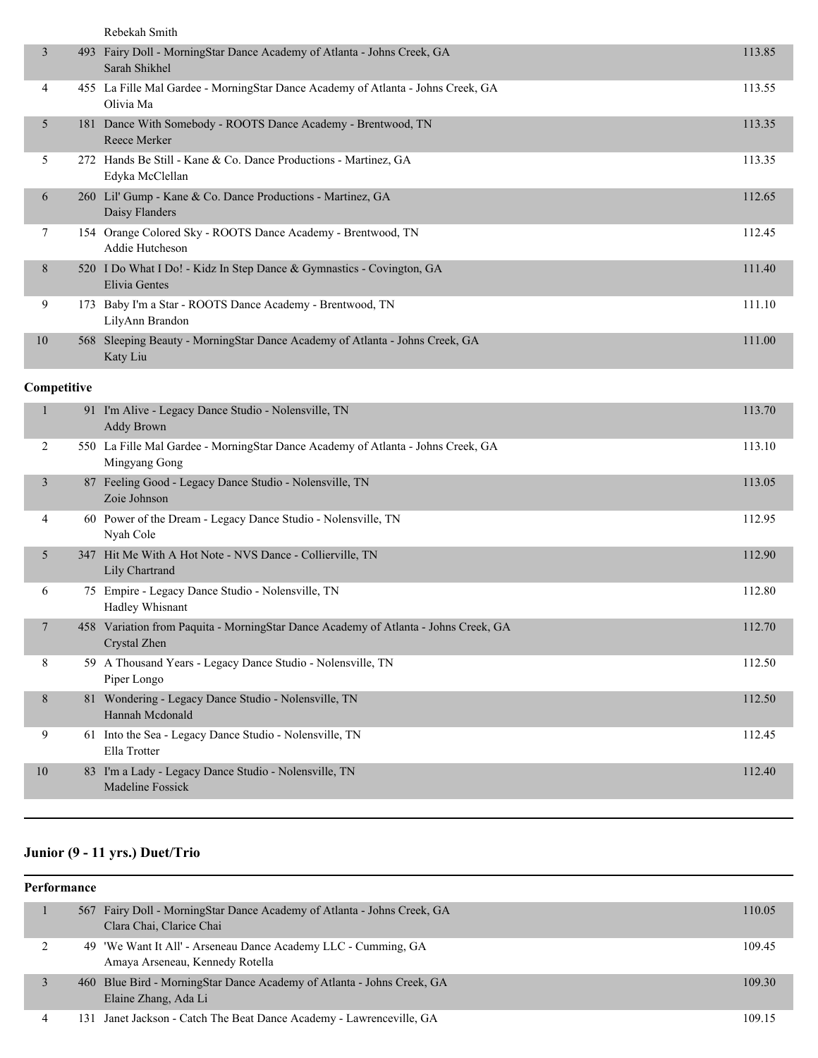| | | | |
|---|---|---|---|
| | | Rebekah Smith | |
| 3 | 493 | Fairy Doll - MorningStar Dance Academy of Atlanta - Johns Creek, GA<br>Sarah Shikhel | 113.85 |
| 4 | 455 | La Fille Mal Gardee - MorningStar Dance Academy of Atlanta - Johns Creek, GA<br>Olivia Ma | 113.55 |
| 5 | 181 | Dance With Somebody - ROOTS Dance Academy - Brentwood, TN<br>Reece Merker | 113.35 |
| 5 | 272 | Hands Be Still - Kane & Co. Dance Productions - Martinez, GA<br>Edyka McClellan | 113.35 |
| 6 | 260 | Lil' Gump - Kane & Co. Dance Productions - Martinez, GA<br>Daisy Flanders | 112.65 |
| 7 | 154 | Orange Colored Sky - ROOTS Dance Academy - Brentwood, TN<br>Addie Hutcheson | 112.45 |
| 8 | 520 | I Do What I Do! - Kidz In Step Dance & Gymnastics - Covington, GA<br>Elivia Gentes | 111.40 |
| 9 | 173 | Baby I'm a Star - ROOTS Dance Academy - Brentwood, TN<br>LilyAnn Brandon | 111.10 |
| 10 | 568 | Sleeping Beauty - MorningStar Dance Academy of Atlanta - Johns Creek, GA<br>Katy Liu | 111.00 |

**Competitive**

| | | | |
|---|---|---|---|
| 1 | 91 | I'm Alive - Legacy Dance Studio - Nolensville, TN<br>Addy Brown | 113.70 |
| 2 | 550 | La Fille Mal Gardee - MorningStar Dance Academy of Atlanta - Johns Creek, GA<br>Mingyang Gong | 113.10 |
| 3 | 87 | Feeling Good - Legacy Dance Studio - Nolensville, TN<br>Zoie Johnson | 113.05 |
| 4 | 60 | Power of the Dream - Legacy Dance Studio - Nolensville, TN<br>Nyah Cole | 112.95 |
| 5 | 347 | Hit Me With A Hot Note - NVS Dance - Collierville, TN<br>Lily Chartrand | 112.90 |
| 6 | 75 | Empire - Legacy Dance Studio - Nolensville, TN<br>Hadley Whisnant | 112.80 |
| 7 | 458 | Variation from Paquita - MorningStar Dance Academy of Atlanta - Johns Creek, GA<br>Crystal Zhen | 112.70 |
| 8 | 59 | A Thousand Years - Legacy Dance Studio - Nolensville, TN<br>Piper Longo | 112.50 |
| 8 | 81 | Wondering - Legacy Dance Studio - Nolensville, TN<br>Hannah Mcdonald | 112.50 |
| 9 | 61 | Into the Sea - Legacy Dance Studio - Nolensville, TN<br>Ella Trotter | 112.45 |
| 10 | 83 | I'm a Lady - Legacy Dance Studio - Nolensville, TN<br>Madeline Fossick | 112.40 |

## Junior (9 - 11 yrs.) Duet/Trio

**Performance**

| | | | |
|---|---|---|---|
| 1 | 567 | Fairy Doll - MorningStar Dance Academy of Atlanta - Johns Creek, GA<br>Clara Chai, Clarice Chai | 110.05 |
| 2 | 49 | 'We Want It All' - Arseneau Dance Academy LLC - Cumming, GA<br>Amaya Arseneau, Kennedy Rotella | 109.45 |
| 3 | 460 | Blue Bird - MorningStar Dance Academy of Atlanta - Johns Creek, GA<br>Elaine Zhang, Ada Li | 109.30 |
| 4 | 131 | Janet Jackson - Catch The Beat Dance Academy - Lawrenceville, GA | 109.15 |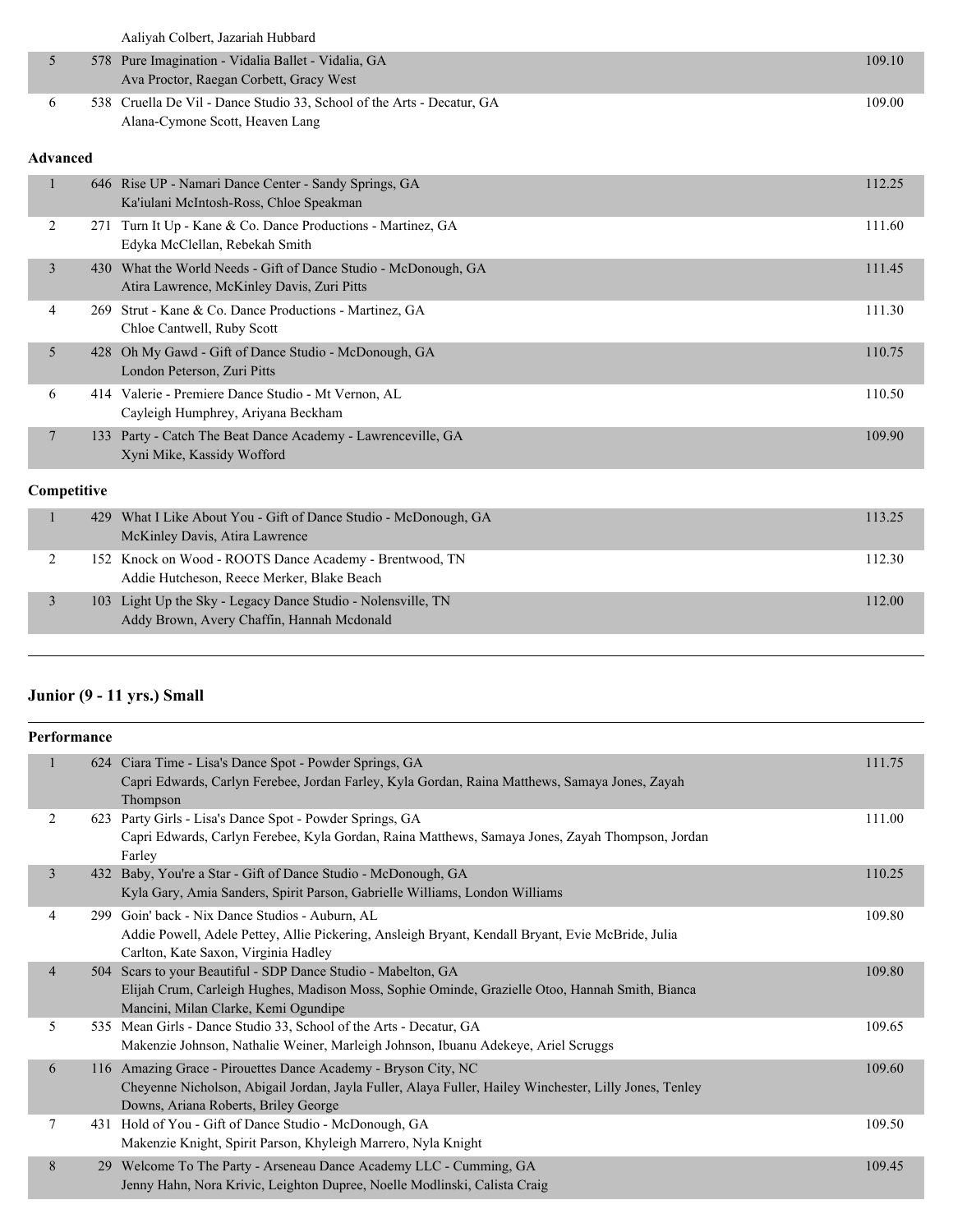| | | | |
|---|---|---|---|
| | | Aaliyah Colbert, Jazariah Hubbard | |
| 5 | 578 | Pure Imagination - Vidalia Ballet - Vidalia, GA<br>Ava Proctor, Raegan Corbett, Gracy West | 109.10 |
| 6 | 538 | Cruella De Vil - Dance Studio 33, School of the Arts - Decatur, GA<br>Alana-Cymone Scott, Heaven Lang | 109.00 |

**Advanced**

| | | | |
|---|---|---|---|
| 1 | 646 | Rise UP - Namari Dance Center - Sandy Springs, GA<br>Ka'iulani McIntosh-Ross, Chloe Speakman | 112.25 |
| 2 | 271 | Turn It Up - Kane & Co. Dance Productions - Martinez, GA<br>Edyka McClellan, Rebekah Smith | 111.60 |
| 3 | 430 | What the World Needs - Gift of Dance Studio - McDonough, GA<br>Atira Lawrence, McKinley Davis, Zuri Pitts | 111.45 |
| 4 | 269 | Strut - Kane & Co. Dance Productions - Martinez, GA<br>Chloe Cantwell, Ruby Scott | 111.30 |
| 5 | 428 | Oh My Gawd - Gift of Dance Studio - McDonough, GA<br>London Peterson, Zuri Pitts | 110.75 |
| 6 | 414 | Valerie - Premiere Dance Studio - Mt Vernon, AL<br>Cayleigh Humphrey, Ariyana Beckham | 110.50 |
| 7 | 133 | Party - Catch The Beat Dance Academy - Lawrenceville, GA<br>Xyni Mike, Kassidy Wofford | 109.90 |

**Competitive**

| | | | |
|---|---|---|---|
| 1 | 429 | What I Like About You - Gift of Dance Studio - McDonough, GA<br>McKinley Davis, Atira Lawrence | 113.25 |
| 2 | 152 | Knock on Wood - ROOTS Dance Academy - Brentwood, TN<br>Addie Hutcheson, Reece Merker, Blake Beach | 112.30 |
| 3 | 103 | Light Up the Sky - Legacy Dance Studio - Nolensville, TN<br>Addy Brown, Avery Chaffin, Hannah Mcdonald | 112.00 |

## Junior (9 - 11 yrs.) Small

**Performance**

| | | | |
|---|---|---|---|
| 1 | 624 | Ciara Time - Lisa's Dance Spot - Powder Springs, GA<br>Capri Edwards, Carlyn Ferebee, Jordan Farley, Kyla Gordan, Raina Matthews, Samaya Jones, Zayah Thompson | 111.75 |
| 2 | 623 | Party Girls - Lisa's Dance Spot - Powder Springs, GA<br>Capri Edwards, Carlyn Ferebee, Kyla Gordan, Raina Matthews, Samaya Jones, Zayah Thompson, Jordan Farley | 111.00 |
| 3 | 432 | Baby, You're a Star - Gift of Dance Studio - McDonough, GA<br>Kyla Gary, Amia Sanders, Spirit Parson, Gabrielle Williams, London Williams | 110.25 |
| 4 | 299 | Goin' back - Nix Dance Studios - Auburn, AL<br>Addie Powell, Adele Pettey, Allie Pickering, Ansleigh Bryant, Kendall Bryant, Evie McBride, Julia Carlton, Kate Saxon, Virginia Hadley | 109.80 |
| 4 | 504 | Scars to your Beautiful - SDP Dance Studio - Mabelton, GA<br>Elijah Crum, Carleigh Hughes, Madison Moss, Sophie Ominde, Grazielle Otoo, Hannah Smith, Bianca Mancini, Milan Clarke, Kemi Ogundipe | 109.80 |
| 5 | 535 | Mean Girls - Dance Studio 33, School of the Arts - Decatur, GA<br>Makenzie Johnson, Nathalie Weiner, Marleigh Johnson, Ibuanu Adekeye, Ariel Scruggs | 109.65 |
| 6 | 116 | Amazing Grace - Pirouettes Dance Academy - Bryson City, NC<br>Cheyenne Nicholson, Abigail Jordan, Jayla Fuller, Alaya Fuller, Hailey Winchester, Lilly Jones, Tenley Downs, Ariana Roberts, Briley George | 109.60 |
| 7 | 431 | Hold of You - Gift of Dance Studio - McDonough, GA<br>Makenzie Knight, Spirit Parson, Khyleigh Marrero, Nyla Knight | 109.50 |
| 8 | 29 | Welcome To The Party - Arseneau Dance Academy LLC - Cumming, GA<br>Jenny Hahn, Nora Krivic, Leighton Dupree, Noelle Modlinski, Calista Craig | 109.45 |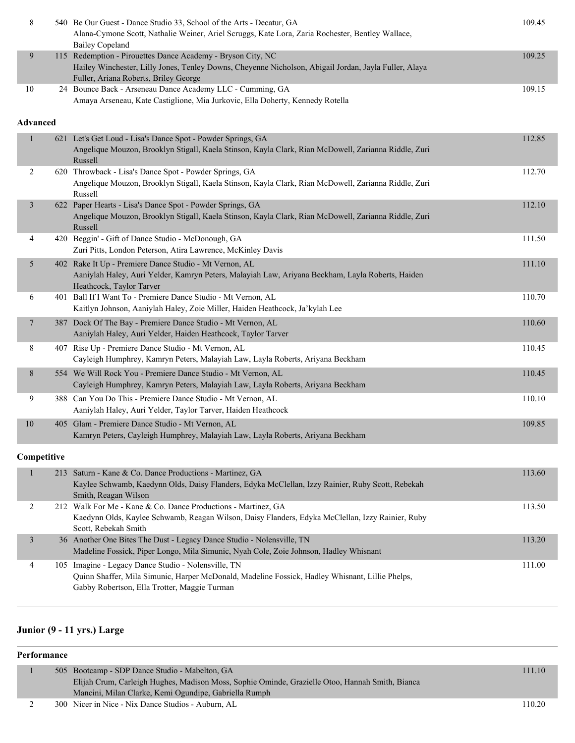| | | | |
|---|---|---|---|
| 8 | 540 | Be Our Guest - Dance Studio 33, School of the Arts - Decatur, GA<br>Alana-Cymone Scott, Nathalie Weiner, Ariel Scruggs, Kate Lora, Zaria Rochester, Bentley Wallace, Bailey Copeland | 109.45 |
| 9 | 115 | Redemption - Pirouettes Dance Academy - Bryson City, NC<br>Hailey Winchester, Lilly Jones, Tenley Downs, Cheyenne Nicholson, Abigail Jordan, Jayla Fuller, Alaya Fuller, Ariana Roberts, Briley George | 109.25 |
| 10 | 24 | Bounce Back - Arseneau Dance Academy LLC - Cumming, GA<br>Amaya Arseneau, Kate Castiglione, Mia Jurkovic, Ella Doherty, Kennedy Rotella | 109.15 |

**Advanced**

| | | | |
|---|---|---|---|
| 1 | 621 | Let's Get Loud - Lisa's Dance Spot - Powder Springs, GA<br>Angelique Mouzon, Brooklyn Stigall, Kaela Stinson, Kayla Clark, Rian McDowell, Zarianna Riddle, Zuri Russell | 112.85 |
| 2 | 620 | Throwback - Lisa's Dance Spot - Powder Springs, GA<br>Angelique Mouzon, Brooklyn Stigall, Kaela Stinson, Kayla Clark, Rian McDowell, Zarianna Riddle, Zuri Russell | 112.70 |
| 3 | 622 | Paper Hearts - Lisa's Dance Spot - Powder Springs, GA<br>Angelique Mouzon, Brooklyn Stigall, Kaela Stinson, Kayla Clark, Rian McDowell, Zarianna Riddle, Zuri Russell | 112.10 |
| 4 | 420 | Beggin' - Gift of Dance Studio - McDonough, GA<br>Zuri Pitts, London Peterson, Atira Lawrence, McKinley Davis | 111.50 |
| 5 | 402 | Rake It Up - Premiere Dance Studio - Mt Vernon, AL<br>Aaniylah Haley, Auri Yelder, Kamryn Peters, Malayiah Law, Ariyana Beckham, Layla Roberts, Haiden Heathcock, Taylor Tarver | 111.10 |
| 6 | 401 | Ball If I Want To - Premiere Dance Studio - Mt Vernon, AL<br>Kaitlyn Johnson, Aaniylah Haley, Zoie Miller, Haiden Heathcock, Ja'kylah Lee | 110.70 |
| 7 | 387 | Dock Of The Bay - Premiere Dance Studio - Mt Vernon, AL<br>Aaniylah Haley, Auri Yelder, Haiden Heathcock, Taylor Tarver | 110.60 |
| 8 | 407 | Rise Up - Premiere Dance Studio - Mt Vernon, AL<br>Cayleigh Humphrey, Kamryn Peters, Malayiah Law, Layla Roberts, Ariyana Beckham | 110.45 |
| 8 | 554 | We Will Rock You - Premiere Dance Studio - Mt Vernon, AL<br>Cayleigh Humphrey, Kamryn Peters, Malayiah Law, Layla Roberts, Ariyana Beckham | 110.45 |
| 9 | 388 | Can You Do This - Premiere Dance Studio - Mt Vernon, AL<br>Aaniylah Haley, Auri Yelder, Taylor Tarver, Haiden Heathcock | 110.10 |
| 10 | 405 | Glam - Premiere Dance Studio - Mt Vernon, AL<br>Kamryn Peters, Cayleigh Humphrey, Malayiah Law, Layla Roberts, Ariyana Beckham | 109.85 |

**Competitive**

| | | | |
|---|---|---|---|
| 1 | 213 | Saturn - Kane & Co. Dance Productions - Martinez, GA<br>Kaylee Schwamb, Kaedynn Olds, Daisy Flanders, Edyka McClellan, Izzy Rainier, Ruby Scott, Rebekah Smith, Reagan Wilson | 113.60 |
| 2 | 212 | Walk For Me - Kane & Co. Dance Productions - Martinez, GA<br>Kaedynn Olds, Kaylee Schwamb, Reagan Wilson, Daisy Flanders, Edyka McClellan, Izzy Rainier, Ruby Scott, Rebekah Smith | 113.50 |
| 3 | 36 | Another One Bites The Dust - Legacy Dance Studio - Nolensville, TN<br>Madeline Fossick, Piper Longo, Mila Simunic, Nyah Cole, Zoie Johnson, Hadley Whisnant | 113.20 |
| 4 | 105 | Imagine - Legacy Dance Studio - Nolensville, TN<br>Quinn Shaffer, Mila Simunic, Harper McDonald, Madeline Fossick, Hadley Whisnant, Lillie Phelps, Gabby Robertson, Ella Trotter, Maggie Turman | 111.00 |

## Junior (9 - 11 yrs.) Large

**Performance**

| | | | |
|---|---|---|---|
| 1 | 505 | Bootcamp - SDP Dance Studio - Mabelton, GA<br>Elijah Crum, Carleigh Hughes, Madison Moss, Sophie Ominde, Grazielle Otoo, Hannah Smith, Bianca Mancini, Milan Clarke, Kemi Ogundipe, Gabriella Rumph | 111.10 |
| 2 | 300 | Nicer in Nice - Nix Dance Studios - Auburn, AL | 110.20 |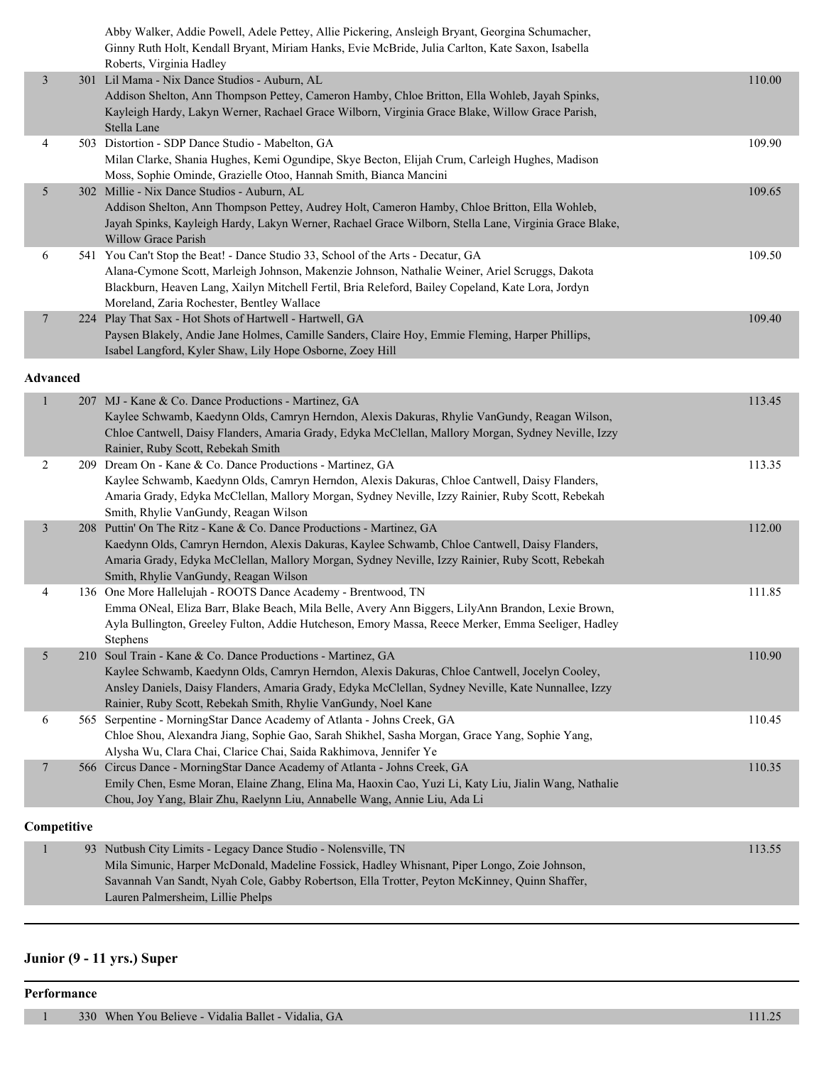Abby Walker, Addie Powell, Adele Pettey, Allie Pickering, Ansleigh Bryant, Georgina Schumacher, Ginny Ruth Holt, Kendall Bryant, Miriam Hanks, Evie McBride, Julia Carlton, Kate Saxon, Isabella Roberts, Virginia Hadley

| Place | # | Entry | Score |
|---|---|---|---|
| 3 | 301 | Lil Mama - Nix Dance Studios - Auburn, AL<br>Addison Shelton, Ann Thompson Pettey, Cameron Hamby, Chloe Britton, Ella Wohleb, Jayah Spinks, Kayleigh Hardy, Lakyn Werner, Rachael Grace Wilborn, Virginia Grace Blake, Willow Grace Parish, Stella Lane | 110.00 |
| 4 | 503 | Distortion - SDP Dance Studio - Mabelton, GA<br>Milan Clarke, Shania Hughes, Kemi Ogundipe, Skye Becton, Elijah Crum, Carleigh Hughes, Madison Moss, Sophie Ominde, Grazielle Otoo, Hannah Smith, Bianca Mancini | 109.90 |
| 5 | 302 | Millie - Nix Dance Studios - Auburn, AL<br>Addison Shelton, Ann Thompson Pettey, Audrey Holt, Cameron Hamby, Chloe Britton, Ella Wohleb, Jayah Spinks, Kayleigh Hardy, Lakyn Werner, Rachael Grace Wilborn, Stella Lane, Virginia Grace Blake, Willow Grace Parish | 109.65 |
| 6 | 541 | You Can't Stop the Beat! - Dance Studio 33, School of the Arts - Decatur, GA<br>Alana-Cymone Scott, Marleigh Johnson, Makenzie Johnson, Nathalie Weiner, Ariel Scruggs, Dakota Blackburn, Heaven Lang, Xailyn Mitchell Fertil, Bria Releford, Bailey Copeland, Kate Lora, Jordyn Moreland, Zaria Rochester, Bentley Wallace | 109.50 |
| 7 | 224 | Play That Sax - Hot Shots of Hartwell - Hartwell, GA<br>Paysen Blakely, Andie Jane Holmes, Camille Sanders, Claire Hoy, Emmie Fleming, Harper Phillips, Isabel Langford, Kyler Shaw, Lily Hope Osborne, Zoey Hill | 109.40 |

**Advanced**

| Place | # | Entry | Score |
|---|---|---|---|
| 1 | 207 | MJ - Kane & Co. Dance Productions - Martinez, GA<br>Kaylee Schwamb, Kaedynn Olds, Camryn Herndon, Alexis Dakuras, Rhylie VanGundy, Reagan Wilson, Chloe Cantwell, Daisy Flanders, Amaria Grady, Edyka McClellan, Mallory Morgan, Sydney Neville, Izzy Rainier, Ruby Scott, Rebekah Smith | 113.45 |
| 2 | 209 | Dream On - Kane & Co. Dance Productions - Martinez, GA<br>Kaylee Schwamb, Kaedynn Olds, Camryn Herndon, Alexis Dakuras, Chloe Cantwell, Daisy Flanders, Amaria Grady, Edyka McClellan, Mallory Morgan, Sydney Neville, Izzy Rainier, Ruby Scott, Rebekah Smith, Rhylie VanGundy, Reagan Wilson | 113.35 |
| 3 | 208 | Puttin' On The Ritz - Kane & Co. Dance Productions - Martinez, GA<br>Kaedynn Olds, Camryn Herndon, Alexis Dakuras, Kaylee Schwamb, Chloe Cantwell, Daisy Flanders, Amaria Grady, Edyka McClellan, Mallory Morgan, Sydney Neville, Izzy Rainier, Ruby Scott, Rebekah Smith, Rhylie VanGundy, Reagan Wilson | 112.00 |
| 4 | 136 | One More Hallelujah - ROOTS Dance Academy - Brentwood, TN<br>Emma ONeal, Eliza Barr, Blake Beach, Mila Belle, Avery Ann Biggers, LilyAnn Brandon, Lexie Brown, Ayla Bullington, Greeley Fulton, Addie Hutcheson, Emory Massa, Reece Merker, Emma Seeliger, Hadley Stephens | 111.85 |
| 5 | 210 | Soul Train - Kane & Co. Dance Productions - Martinez, GA<br>Kaylee Schwamb, Kaedynn Olds, Camryn Herndon, Alexis Dakuras, Chloe Cantwell, Jocelyn Cooley, Ansley Daniels, Daisy Flanders, Amaria Grady, Edyka McClellan, Sydney Neville, Kate Nunnallee, Izzy Rainier, Ruby Scott, Rebekah Smith, Rhylie VanGundy, Noel Kane | 110.90 |
| 6 | 565 | Serpentine - MorningStar Dance Academy of Atlanta - Johns Creek, GA<br>Chloe Shou, Alexandra Jiang, Sophie Gao, Sarah Shikhel, Sasha Morgan, Grace Yang, Sophie Yang, Alysha Wu, Clara Chai, Clarice Chai, Saida Rakhimova, Jennifer Ye | 110.45 |
| 7 | 566 | Circus Dance - MorningStar Dance Academy of Atlanta - Johns Creek, GA<br>Emily Chen, Esme Moran, Elaine Zhang, Elina Ma, Haoxin Cao, Yuzi Li, Katy Liu, Jialin Wang, Nathalie Chou, Joy Yang, Blair Zhu, Raelynn Liu, Annabelle Wang, Annie Liu, Ada Li | 110.35 |

**Competitive**

| Place | # | Entry | Score |
|---|---|---|---|
| 1 | 93 | Nutbush City Limits - Legacy Dance Studio - Nolensville, TN<br>Mila Simunic, Harper McDonald, Madeline Fossick, Hadley Whisnant, Piper Longo, Zoie Johnson, Savannah Van Sandt, Nyah Cole, Gabby Robertson, Ella Trotter, Peyton McKinney, Quinn Shaffer, Lauren Palmersheim, Lillie Phelps | 113.55 |

## Junior (9 - 11 yrs.) Super

**Performance**

| Place | # | Entry | Score |
|---|---|---|---|
| 1 | 330 | When You Believe - Vidalia Ballet - Vidalia, GA | 111.25 |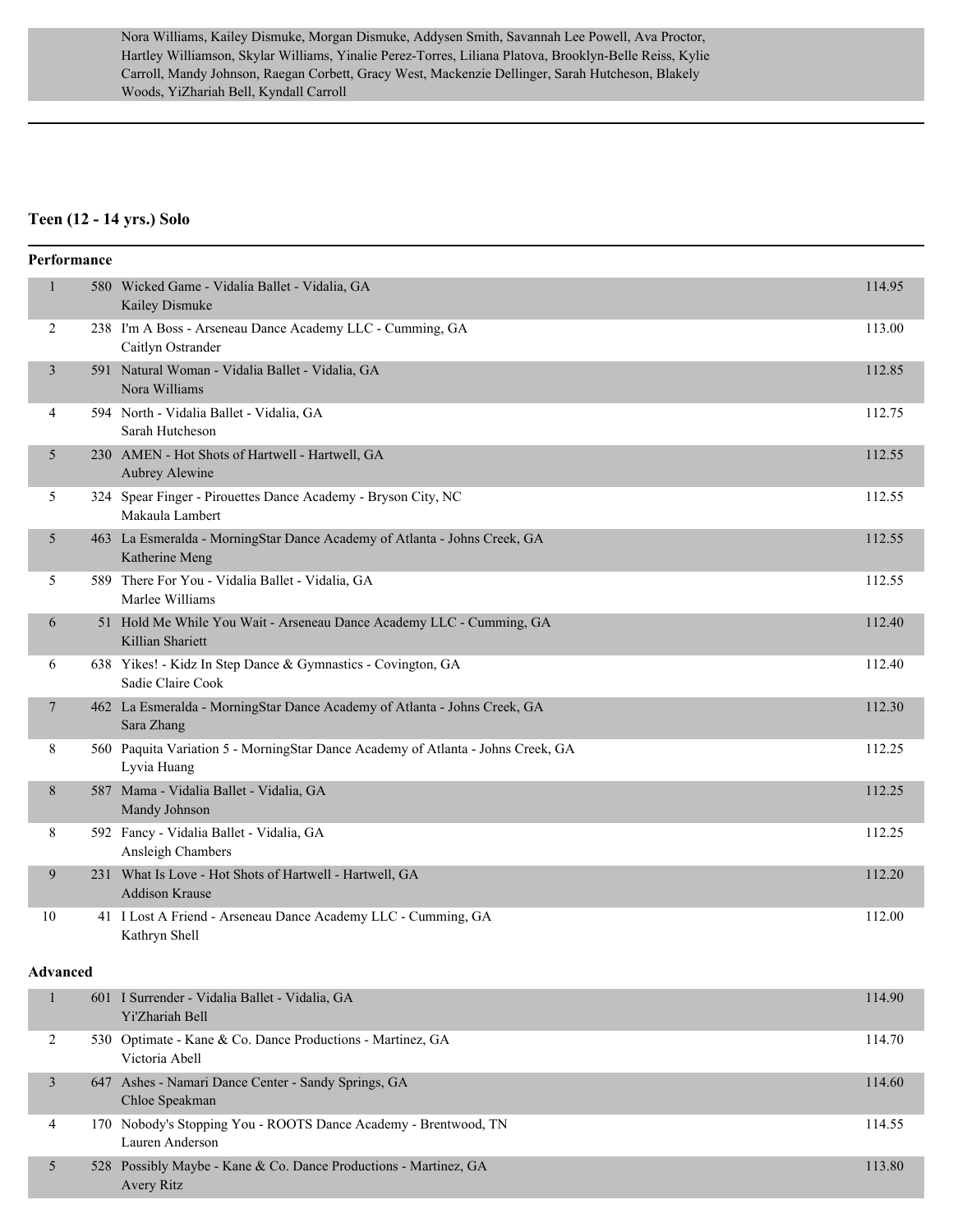Nora Williams, Kailey Dismuke, Morgan Dismuke, Addysen Smith, Savannah Lee Powell, Ava Proctor, Hartley Williamson, Skylar Williams, Yinalie Perez-Torres, Liliana Platova, Brooklyn-Belle Reiss, Kylie Carroll, Mandy Johnson, Raegan Corbett, Gracy West, Mackenzie Dellinger, Sarah Hutcheson, Blakely Woods, YiZhariah Bell, Kyndall Carroll

## Teen (12 - 14 yrs.) Solo

### Performance

| Place | No. | Entry | Score |
|---|---|---|---|
| 1 | 580 | Wicked Game - Vidalia Ballet - Vidalia, GA<br>Kailey Dismuke | 114.95 |
| 2 | 238 | I'm A Boss - Arseneau Dance Academy LLC - Cumming, GA<br>Caitlyn Ostrander | 113.00 |
| 3 | 591 | Natural Woman - Vidalia Ballet - Vidalia, GA<br>Nora Williams | 112.85 |
| 4 | 594 | North - Vidalia Ballet - Vidalia, GA<br>Sarah Hutcheson | 112.75 |
| 5 | 230 | AMEN - Hot Shots of Hartwell - Hartwell, GA<br>Aubrey Alewine | 112.55 |
| 5 | 324 | Spear Finger - Pirouettes Dance Academy - Bryson City, NC<br>Makaula Lambert | 112.55 |
| 5 | 463 | La Esmeralda - MorningStar Dance Academy of Atlanta - Johns Creek, GA<br>Katherine Meng | 112.55 |
| 5 | 589 | There For You - Vidalia Ballet - Vidalia, GA<br>Marlee Williams | 112.55 |
| 6 | 51 | Hold Me While You Wait - Arseneau Dance Academy LLC - Cumming, GA<br>Killian Shariett | 112.40 |
| 6 | 638 | Yikes! - Kidz In Step Dance & Gymnastics - Covington, GA<br>Sadie Claire Cook | 112.40 |
| 7 | 462 | La Esmeralda - MorningStar Dance Academy of Atlanta - Johns Creek, GA<br>Sara Zhang | 112.30 |
| 8 | 560 | Paquita Variation 5 - MorningStar Dance Academy of Atlanta - Johns Creek, GA<br>Lyvia Huang | 112.25 |
| 8 | 587 | Mama - Vidalia Ballet - Vidalia, GA<br>Mandy Johnson | 112.25 |
| 8 | 592 | Fancy - Vidalia Ballet - Vidalia, GA<br>Ansleigh Chambers | 112.25 |
| 9 | 231 | What Is Love - Hot Shots of Hartwell - Hartwell, GA<br>Addison Krause | 112.20 |
| 10 | 41 | I Lost A Friend - Arseneau Dance Academy LLC - Cumming, GA<br>Kathryn Shell | 112.00 |

### Advanced

| Place | No. | Entry | Score |
|---|---|---|---|
| 1 | 601 | I Surrender - Vidalia Ballet - Vidalia, GA<br>Yi'Zhariah Bell | 114.90 |
| 2 | 530 | Optimate - Kane & Co. Dance Productions - Martinez, GA<br>Victoria Abell | 114.70 |
| 3 | 647 | Ashes - Namari Dance Center - Sandy Springs, GA<br>Chloe Speakman | 114.60 |
| 4 | 170 | Nobody's Stopping You - ROOTS Dance Academy - Brentwood, TN<br>Lauren Anderson | 114.55 |
| 5 | 528 | Possibly Maybe - Kane & Co. Dance Productions - Martinez, GA<br>Avery Ritz | 113.80 |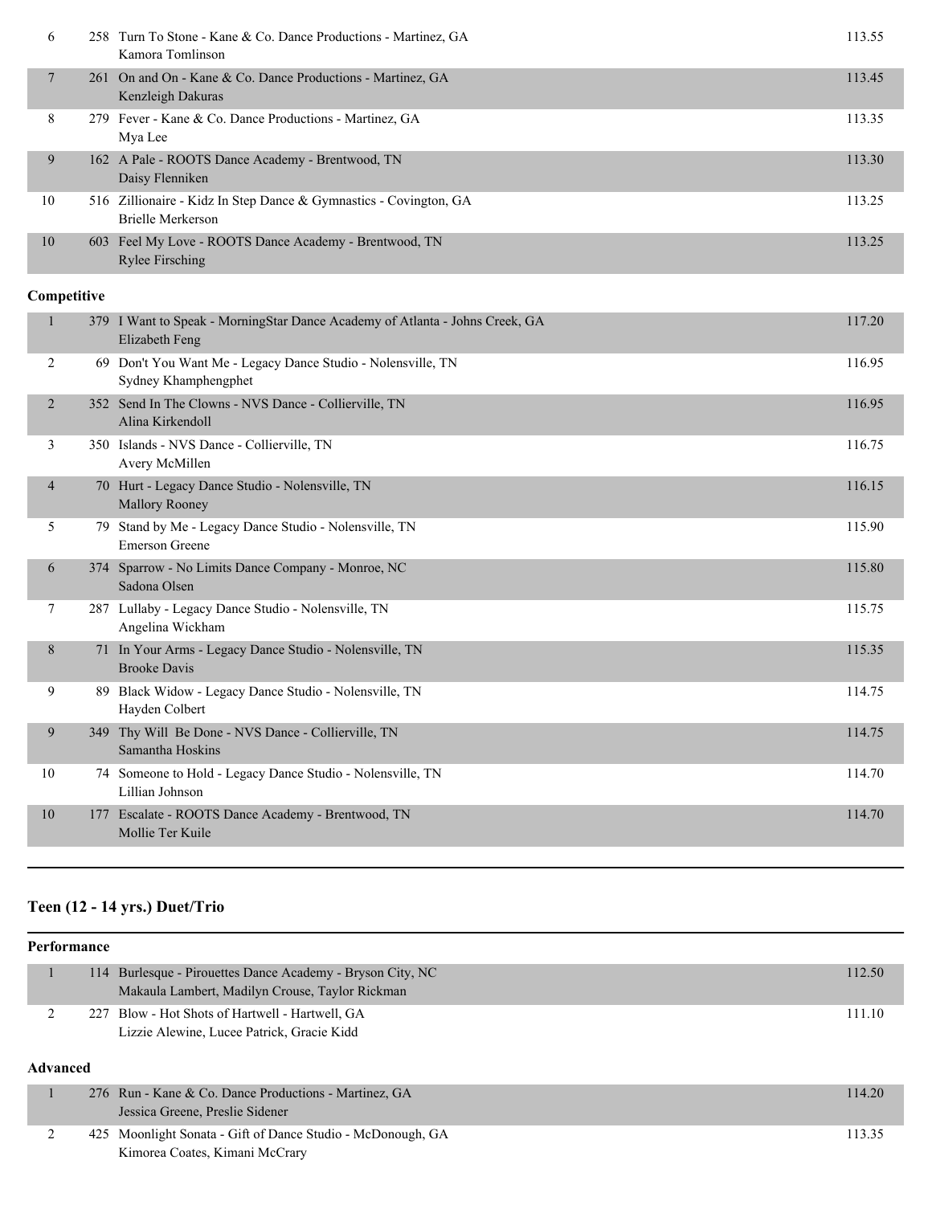| Place | # | Routine / Studio / Dancer | Score |
|---|---|---|---|
| 6 | 258 | Turn To Stone - Kane & Co. Dance Productions - Martinez, GA<br>Kamora Tomlinson | 113.55 |
| 7 | 261 | On and On - Kane & Co. Dance Productions - Martinez, GA<br>Kenzleigh Dakuras | 113.45 |
| 8 | 279 | Fever - Kane & Co. Dance Productions - Martinez, GA<br>Mya Lee | 113.35 |
| 9 | 162 | A Pale - ROOTS Dance Academy - Brentwood, TN<br>Daisy Flenniken | 113.30 |
| 10 | 516 | Zillionaire - Kidz In Step Dance & Gymnastics - Covington, GA<br>Brielle Merkerson | 113.25 |
| 10 | 603 | Feel My Love - ROOTS Dance Academy - Brentwood, TN<br>Rylee Firsching | 113.25 |

**Competitive**

| Place | # | Routine / Studio / Dancer | Score |
|---|---|---|---|
| 1 | 379 | I Want to Speak - MorningStar Dance Academy of Atlanta - Johns Creek, GA<br>Elizabeth Feng | 117.20 |
| 2 | 69 | Don't You Want Me - Legacy Dance Studio - Nolensville, TN<br>Sydney Khamphengphet | 116.95 |
| 2 | 352 | Send In The Clowns - NVS Dance - Collierville, TN<br>Alina Kirkendoll | 116.95 |
| 3 | 350 | Islands - NVS Dance - Collierville, TN<br>Avery McMillen | 116.75 |
| 4 | 70 | Hurt - Legacy Dance Studio - Nolensville, TN<br>Mallory Rooney | 116.15 |
| 5 | 79 | Stand by Me - Legacy Dance Studio - Nolensville, TN<br>Emerson Greene | 115.90 |
| 6 | 374 | Sparrow - No Limits Dance Company - Monroe, NC<br>Sadona Olsen | 115.80 |
| 7 | 287 | Lullaby - Legacy Dance Studio - Nolensville, TN<br>Angelina Wickham | 115.75 |
| 8 | 71 | In Your Arms - Legacy Dance Studio - Nolensville, TN<br>Brooke Davis | 115.35 |
| 9 | 89 | Black Widow - Legacy Dance Studio - Nolensville, TN<br>Hayden Colbert | 114.75 |
| 9 | 349 | Thy Will Be Done - NVS Dance - Collierville, TN<br>Samantha Hoskins | 114.75 |
| 10 | 74 | Someone to Hold - Legacy Dance Studio - Nolensville, TN<br>Lillian Johnson | 114.70 |
| 10 | 177 | Escalate - ROOTS Dance Academy - Brentwood, TN<br>Mollie Ter Kuile | 114.70 |

## Teen (12 - 14 yrs.) Duet/Trio

**Performance**

| Place | # | Routine / Studio / Dancer | Score |
|---|---|---|---|
| 1 | 114 | Burlesque - Pirouettes Dance Academy - Bryson City, NC<br>Makaula Lambert, Madilyn Crouse, Taylor Rickman | 112.50 |
| 2 | 227 | Blow - Hot Shots of Hartwell - Hartwell, GA<br>Lizzie Alewine, Lucee Patrick, Gracie Kidd | 111.10 |

**Advanced**

| Place | # | Routine / Studio / Dancer | Score |
|---|---|---|---|
| 1 | 276 | Run - Kane & Co. Dance Productions - Martinez, GA<br>Jessica Greene, Preslie Sidener | 114.20 |
| 2 | 425 | Moonlight Sonata - Gift of Dance Studio - McDonough, GA<br>Kimorea Coates, Kimani McCrary | 113.35 |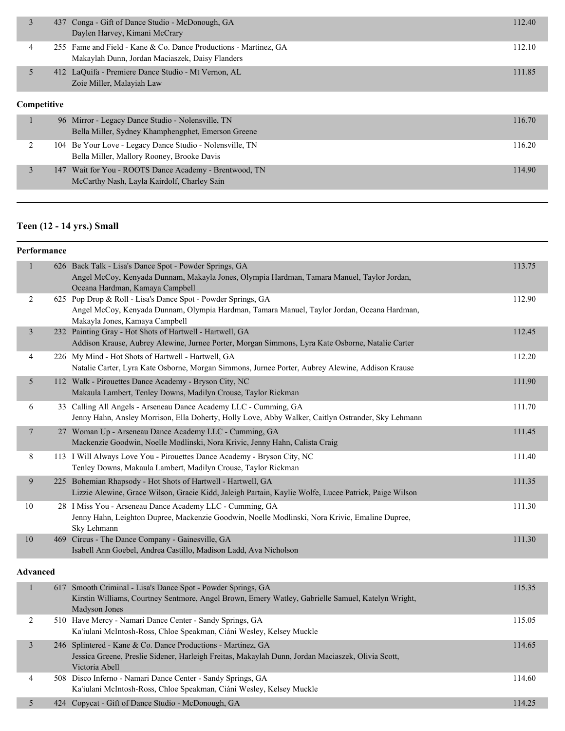| | | | |
|---|---|---|---|
| 3 | 437 | Conga - Gift of Dance Studio - McDonough, GA<br>Daylen Harvey, Kimani McCrary | 112.40 |
| 4 | 255 | Fame and Field - Kane & Co. Dance Productions - Martinez, GA<br>Makaylah Dunn, Jordan Maciaszek, Daisy Flanders | 112.10 |
| 5 | 412 | LaQuifa - Premiere Dance Studio - Mt Vernon, AL<br>Zoie Miller, Malayiah Law | 111.85 |

**Competitive**

| | | | |
|---|---|---|---|
| 1 | 96 | Mirror - Legacy Dance Studio - Nolensville, TN<br>Bella Miller, Sydney Khamphengphet, Emerson Greene | 116.70 |
| 2 | 104 | Be Your Love - Legacy Dance Studio - Nolensville, TN<br>Bella Miller, Mallory Rooney, Brooke Davis | 116.20 |
| 3 | 147 | Wait for You - ROOTS Dance Academy - Brentwood, TN<br>McCarthy Nash, Layla Kairdolf, Charley Sain | 114.90 |

## Teen (12 - 14 yrs.) Small

**Performance**

| | | | |
|---|---|---|---|
| 1 | 626 | Back Talk - Lisa's Dance Spot - Powder Springs, GA<br>Angel McCoy, Kenyada Dunnam, Makayla Jones, Olympia Hardman, Tamara Manuel, Taylor Jordan, Oceana Hardman, Kamaya Campbell | 113.75 |
| 2 | 625 | Pop Drop & Roll - Lisa's Dance Spot - Powder Springs, GA<br>Angel McCoy, Kenyada Dunnam, Olympia Hardman, Tamara Manuel, Taylor Jordan, Oceana Hardman, Makayla Jones, Kamaya Campbell | 112.90 |
| 3 | 232 | Painting Gray - Hot Shots of Hartwell - Hartwell, GA<br>Addison Krause, Aubrey Alewine, Jurnee Porter, Morgan Simmons, Lyra Kate Osborne, Natalie Carter | 112.45 |
| 4 | 226 | My Mind - Hot Shots of Hartwell - Hartwell, GA<br>Natalie Carter, Lyra Kate Osborne, Morgan Simmons, Jurnee Porter, Aubrey Alewine, Addison Krause | 112.20 |
| 5 | 112 | Walk - Pirouettes Dance Academy - Bryson City, NC<br>Makaula Lambert, Tenley Downs, Madilyn Crouse, Taylor Rickman | 111.90 |
| 6 | 33 | Calling All Angels - Arseneau Dance Academy LLC - Cumming, GA<br>Jenny Hahn, Ansley Morrison, Ella Doherty, Holly Love, Abby Walker, Caitlyn Ostrander, Sky Lehmann | 111.70 |
| 7 | 27 | Woman Up - Arseneau Dance Academy LLC - Cumming, GA<br>Mackenzie Goodwin, Noelle Modlinski, Nora Krivic, Jenny Hahn, Calista Craig | 111.45 |
| 8 | 113 | I Will Always Love You - Pirouettes Dance Academy - Bryson City, NC<br>Tenley Downs, Makaula Lambert, Madilyn Crouse, Taylor Rickman | 111.40 |
| 9 | 225 | Bohemian Rhapsody - Hot Shots of Hartwell - Hartwell, GA<br>Lizzie Alewine, Grace Wilson, Gracie Kidd, Jaleigh Partain, Kaylie Wolfe, Lucee Patrick, Paige Wilson | 111.35 |
| 10 | 28 | I Miss You - Arseneau Dance Academy LLC - Cumming, GA<br>Jenny Hahn, Leighton Dupree, Mackenzie Goodwin, Noelle Modlinski, Nora Krivic, Emaline Dupree, Sky Lehmann | 111.30 |
| 10 | 469 | Circus - The Dance Company - Gainesville, GA<br>Isabell Ann Goebel, Andrea Castillo, Madison Ladd, Ava Nicholson | 111.30 |

**Advanced**

| | | | |
|---|---|---|---|
| 1 | 617 | Smooth Criminal - Lisa's Dance Spot - Powder Springs, GA<br>Kirstin Williams, Courtney Sentmore, Angel Brown, Emery Watley, Gabrielle Samuel, Katelyn Wright, Madyson Jones | 115.35 |
| 2 | 510 | Have Mercy - Namari Dance Center - Sandy Springs, GA<br>Ka'iulani McIntosh-Ross, Chloe Speakman, Ciáni Wesley, Kelsey Muckle | 115.05 |
| 3 | 246 | Splintered - Kane & Co. Dance Productions - Martinez, GA<br>Jessica Greene, Preslie Sidener, Harleigh Freitas, Makaylah Dunn, Jordan Maciaszek, Olivia Scott, Victoria Abell | 114.65 |
| 4 | 508 | Disco Inferno - Namari Dance Center - Sandy Springs, GA<br>Ka'iulani McIntosh-Ross, Chloe Speakman, Ciáni Wesley, Kelsey Muckle | 114.60 |
| 5 | 424 | Copycat - Gift of Dance Studio - McDonough, GA | 114.25 |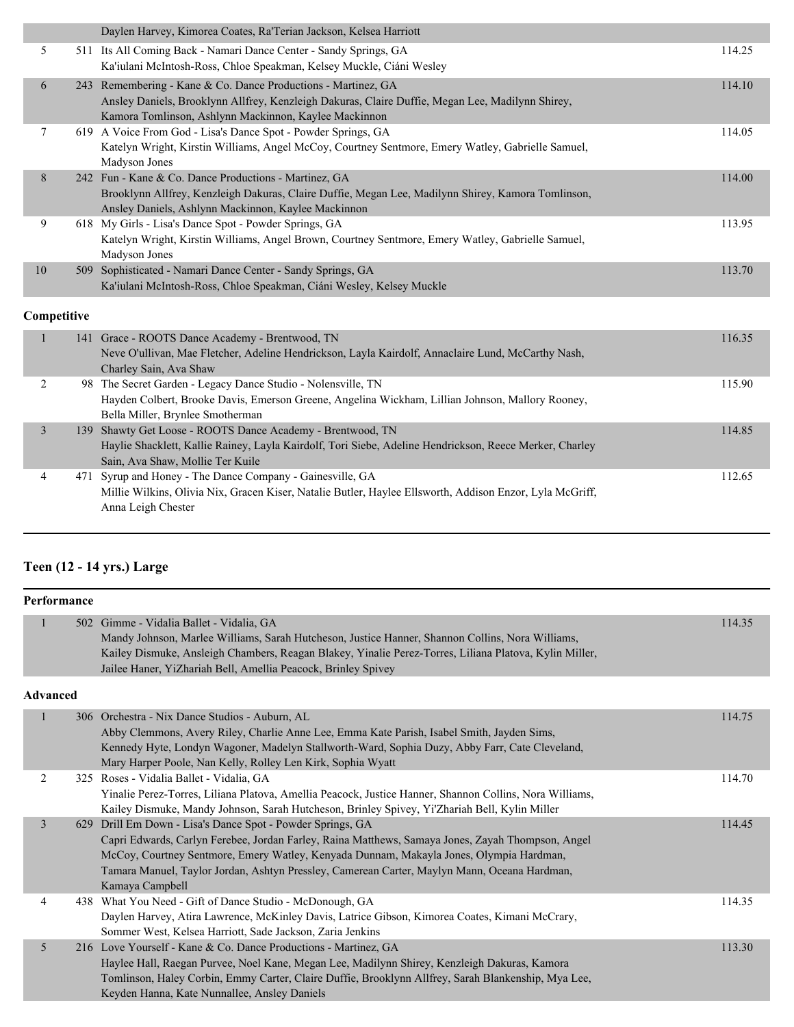| | | | |
|---|---|---|---|
| | | Daylen Harvey, Kimorea Coates, Ra'Terian Jackson, Kelsea Harriott | |
| 5 | 511 | Its All Coming Back - Namari Dance Center - Sandy Springs, GA<br>Ka'iulani McIntosh-Ross, Chloe Speakman, Kelsey Muckle, Ciáni Wesley | 114.25 |
| 6 | 243 | Remembering - Kane & Co. Dance Productions - Martinez, GA<br>Ansley Daniels, Brooklynn Allfrey, Kenzleigh Dakuras, Claire Duffie, Megan Lee, Madilynn Shirey, Kamora Tomlinson, Ashlynn Mackinnon, Kaylee Mackinnon | 114.10 |
| 7 | 619 | A Voice From God - Lisa's Dance Spot - Powder Springs, GA<br>Katelyn Wright, Kirstin Williams, Angel McCoy, Courtney Sentmore, Emery Watley, Gabrielle Samuel, Madyson Jones | 114.05 |
| 8 | 242 | Fun - Kane & Co. Dance Productions - Martinez, GA<br>Brooklynn Allfrey, Kenzleigh Dakuras, Claire Duffie, Megan Lee, Madilynn Shirey, Kamora Tomlinson, Ansley Daniels, Ashlynn Mackinnon, Kaylee Mackinnon | 114.00 |
| 9 | 618 | My Girls - Lisa's Dance Spot - Powder Springs, GA<br>Katelyn Wright, Kirstin Williams, Angel Brown, Courtney Sentmore, Emery Watley, Gabrielle Samuel, Madyson Jones | 113.95 |
| 10 | 509 | Sophisticated - Namari Dance Center - Sandy Springs, GA<br>Ka'iulani McIntosh-Ross, Chloe Speakman, Ciáni Wesley, Kelsey Muckle | 113.70 |

**Competitive**

| | | | |
|---|---|---|---|
| 1 | 141 | Grace - ROOTS Dance Academy - Brentwood, TN<br>Neve O'ullivan, Mae Fletcher, Adeline Hendrickson, Layla Kairdolf, Annaclaire Lund, McCarthy Nash, Charley Sain, Ava Shaw | 116.35 |
| 2 | 98 | The Secret Garden - Legacy Dance Studio - Nolensville, TN<br>Hayden Colbert, Brooke Davis, Emerson Greene, Angelina Wickham, Lillian Johnson, Mallory Rooney, Bella Miller, Brynlee Smotherman | 115.90 |
| 3 | 139 | Shawty Get Loose - ROOTS Dance Academy - Brentwood, TN<br>Haylie Shacklett, Kallie Rainey, Layla Kairdolf, Tori Siebe, Adeline Hendrickson, Reece Merker, Charley Sain, Ava Shaw, Mollie Ter Kuile | 114.85 |
| 4 | 471 | Syrup and Honey - The Dance Company - Gainesville, GA<br>Millie Wilkins, Olivia Nix, Gracen Kiser, Natalie Butler, Haylee Ellsworth, Addison Enzor, Lyla McGriff, Anna Leigh Chester | 112.65 |

## Teen (12 - 14 yrs.) Large

**Performance**

| | | | |
|---|---|---|---|
| 1 | 502 | Gimme - Vidalia Ballet - Vidalia, GA<br>Mandy Johnson, Marlee Williams, Sarah Hutcheson, Justice Hanner, Shannon Collins, Nora Williams, Kailey Dismuke, Ansleigh Chambers, Reagan Blakey, Yinalie Perez-Torres, Liliana Platova, Kylin Miller, Jailee Haner, YiZhariah Bell, Amellia Peacock, Brinley Spivey | 114.35 |

**Advanced**

| | | | |
|---|---|---|---|
| 1 | 306 | Orchestra - Nix Dance Studios - Auburn, AL<br>Abby Clemmons, Avery Riley, Charlie Anne Lee, Emma Kate Parish, Isabel Smith, Jayden Sims, Kennedy Hyte, Londyn Wagoner, Madelyn Stallworth-Ward, Sophia Duzy, Abby Farr, Cate Cleveland, Mary Harper Poole, Nan Kelly, Rolley Len Kirk, Sophia Wyatt | 114.75 |
| 2 | 325 | Roses - Vidalia Ballet - Vidalia, GA<br>Yinalie Perez-Torres, Liliana Platova, Amellia Peacock, Justice Hanner, Shannon Collins, Nora Williams, Kailey Dismuke, Mandy Johnson, Sarah Hutcheson, Brinley Spivey, Yi'Zhariah Bell, Kylin Miller | 114.70 |
| 3 | 629 | Drill Em Down - Lisa's Dance Spot - Powder Springs, GA<br>Capri Edwards, Carlyn Ferebee, Jordan Farley, Raina Matthews, Samaya Jones, Zayah Thompson, Angel McCoy, Courtney Sentmore, Emery Watley, Kenyada Dunnam, Makayla Jones, Olympia Hardman, Tamara Manuel, Taylor Jordan, Ashtyn Pressley, Camerean Carter, Maylyn Mann, Oceana Hardman, Kamaya Campbell | 114.45 |
| 4 | 438 | What You Need - Gift of Dance Studio - McDonough, GA<br>Daylen Harvey, Atira Lawrence, McKinley Davis, Latrice Gibson, Kimorea Coates, Kimani McCrary, Sommer West, Kelsea Harriott, Sade Jackson, Zaria Jenkins | 114.35 |
| 5 | 216 | Love Yourself - Kane & Co. Dance Productions - Martinez, GA<br>Haylee Hall, Raegan Purvee, Noel Kane, Megan Lee, Madilynn Shirey, Kenzleigh Dakuras, Kamora Tomlinson, Haley Corbin, Emmy Carter, Claire Duffie, Brooklynn Allfrey, Sarah Blankenship, Mya Lee, Keyden Hanna, Kate Nunnallee, Ansley Daniels | 113.30 |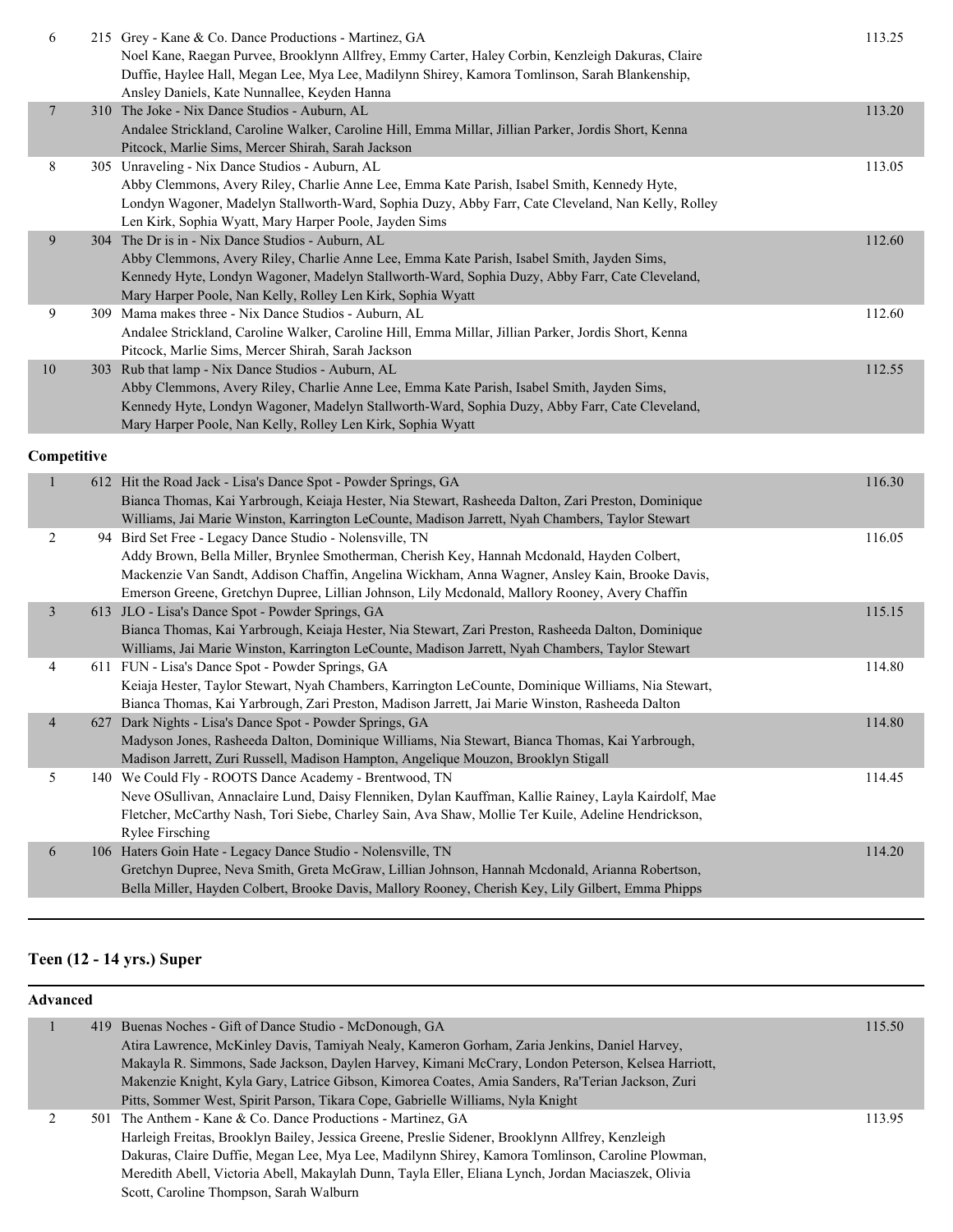| Place | No. | Entry | Score |
|---|---|---|---|
| 6 | 215 | Grey - Kane & Co. Dance Productions - Martinez, GA<br>Noel Kane, Raegan Purvee, Brooklynn Allfrey, Emmy Carter, Haley Corbin, Kenzleigh Dakuras, Claire Duffie, Haylee Hall, Megan Lee, Mya Lee, Madilynn Shirey, Kamora Tomlinson, Sarah Blankenship, Ansley Daniels, Kate Nunnallee, Keyden Hanna | 113.25 |
| 7 | 310 | The Joke - Nix Dance Studios - Auburn, AL<br>Andalee Strickland, Caroline Walker, Caroline Hill, Emma Millar, Jillian Parker, Jordis Short, Kenna Pitcock, Marlie Sims, Mercer Shirah, Sarah Jackson | 113.20 |
| 8 | 305 | Unraveling - Nix Dance Studios - Auburn, AL<br>Abby Clemmons, Avery Riley, Charlie Anne Lee, Emma Kate Parish, Isabel Smith, Kennedy Hyte, Londyn Wagoner, Madelyn Stallworth-Ward, Sophia Duzy, Abby Farr, Cate Cleveland, Nan Kelly, Rolley Len Kirk, Sophia Wyatt, Mary Harper Poole, Jayden Sims | 113.05 |
| 9 | 304 | The Dr is in - Nix Dance Studios - Auburn, AL<br>Abby Clemmons, Avery Riley, Charlie Anne Lee, Emma Kate Parish, Isabel Smith, Jayden Sims, Kennedy Hyte, Londyn Wagoner, Madelyn Stallworth-Ward, Sophia Duzy, Abby Farr, Cate Cleveland, Mary Harper Poole, Nan Kelly, Rolley Len Kirk, Sophia Wyatt | 112.60 |
| 9 | 309 | Mama makes three - Nix Dance Studios - Auburn, AL<br>Andalee Strickland, Caroline Walker, Caroline Hill, Emma Millar, Jillian Parker, Jordis Short, Kenna Pitcock, Marlie Sims, Mercer Shirah, Sarah Jackson | 112.60 |
| 10 | 303 | Rub that lamp - Nix Dance Studios - Auburn, AL<br>Abby Clemmons, Avery Riley, Charlie Anne Lee, Emma Kate Parish, Isabel Smith, Jayden Sims, Kennedy Hyte, Londyn Wagoner, Madelyn Stallworth-Ward, Sophia Duzy, Abby Farr, Cate Cleveland, Mary Harper Poole, Nan Kelly, Rolley Len Kirk, Sophia Wyatt | 112.55 |

**Competitive**

| Place | No. | Entry | Score |
|---|---|---|---|
| 1 | 612 | Hit the Road Jack - Lisa's Dance Spot - Powder Springs, GA<br>Bianca Thomas, Kai Yarbrough, Keiaja Hester, Nia Stewart, Rasheeda Dalton, Zari Preston, Dominique Williams, Jai Marie Winston, Karrington LeCounte, Madison Jarrett, Nyah Chambers, Taylor Stewart | 116.30 |
| 2 | 94 | Bird Set Free - Legacy Dance Studio - Nolensville, TN<br>Addy Brown, Bella Miller, Brynlee Smotherman, Cherish Key, Hannah Mcdonald, Hayden Colbert, Mackenzie Van Sandt, Addison Chaffin, Angelina Wickham, Anna Wagner, Ansley Kain, Brooke Davis, Emerson Greene, Gretchyn Dupree, Lillian Johnson, Lily Mcdonald, Mallory Rooney, Avery Chaffin | 116.05 |
| 3 | 613 | JLO - Lisa's Dance Spot - Powder Springs, GA<br>Bianca Thomas, Kai Yarbrough, Keiaja Hester, Nia Stewart, Zari Preston, Rasheeda Dalton, Dominique Williams, Jai Marie Winston, Karrington LeCounte, Madison Jarrett, Nyah Chambers, Taylor Stewart | 115.15 |
| 4 | 611 | FUN - Lisa's Dance Spot - Powder Springs, GA<br>Keiaja Hester, Taylor Stewart, Nyah Chambers, Karrington LeCounte, Dominique Williams, Nia Stewart, Bianca Thomas, Kai Yarbrough, Zari Preston, Madison Jarrett, Jai Marie Winston, Rasheeda Dalton | 114.80 |
| 4 | 627 | Dark Nights - Lisa's Dance Spot - Powder Springs, GA<br>Madyson Jones, Rasheeda Dalton, Dominique Williams, Nia Stewart, Bianca Thomas, Kai Yarbrough, Madison Jarrett, Zuri Russell, Madison Hampton, Angelique Mouzon, Brooklyn Stigall | 114.80 |
| 5 | 140 | We Could Fly - ROOTS Dance Academy - Brentwood, TN<br>Neve OSullivan, Annaclaire Lund, Daisy Flenniken, Dylan Kauffman, Kallie Rainey, Layla Kairdolf, Mae Fletcher, McCarthy Nash, Tori Siebe, Charley Sain, Ava Shaw, Mollie Ter Kuile, Adeline Hendrickson, Rylee Firsching | 114.45 |
| 6 | 106 | Haters Goin Hate - Legacy Dance Studio - Nolensville, TN<br>Gretchyn Dupree, Neva Smith, Greta McGraw, Lillian Johnson, Hannah Mcdonald, Arianna Robertson, Bella Miller, Hayden Colbert, Brooke Davis, Mallory Rooney, Cherish Key, Lily Gilbert, Emma Phipps | 114.20 |

## Teen (12 - 14 yrs.) Super

**Advanced**

| Place | No. | Entry | Score |
|---|---|---|---|
| 1 | 419 | Buenas Noches - Gift of Dance Studio - McDonough, GA<br>Atira Lawrence, McKinley Davis, Tamiyah Nealy, Kameron Gorham, Zaria Jenkins, Daniel Harvey, Makayla R. Simmons, Sade Jackson, Daylen Harvey, Kimani McCrary, London Peterson, Kelsea Harriott, Makenzie Knight, Kyla Gary, Latrice Gibson, Kimorea Coates, Amia Sanders, Ra'Terian Jackson, Zuri Pitts, Sommer West, Spirit Parson, Tikara Cope, Gabrielle Williams, Nyla Knight | 115.50 |
| 2 | 501 | The Anthem - Kane & Co. Dance Productions - Martinez, GA<br>Harleigh Freitas, Brooklyn Bailey, Jessica Greene, Preslie Sidener, Brooklynn Allfrey, Kenzleigh Dakuras, Claire Duffie, Megan Lee, Mya Lee, Madilynn Shirey, Kamora Tomlinson, Caroline Plowman, Meredith Abell, Victoria Abell, Makaylah Dunn, Tayla Eller, Eliana Lynch, Jordan Maciaszek, Olivia Scott, Caroline Thompson, Sarah Walburn | 113.95 |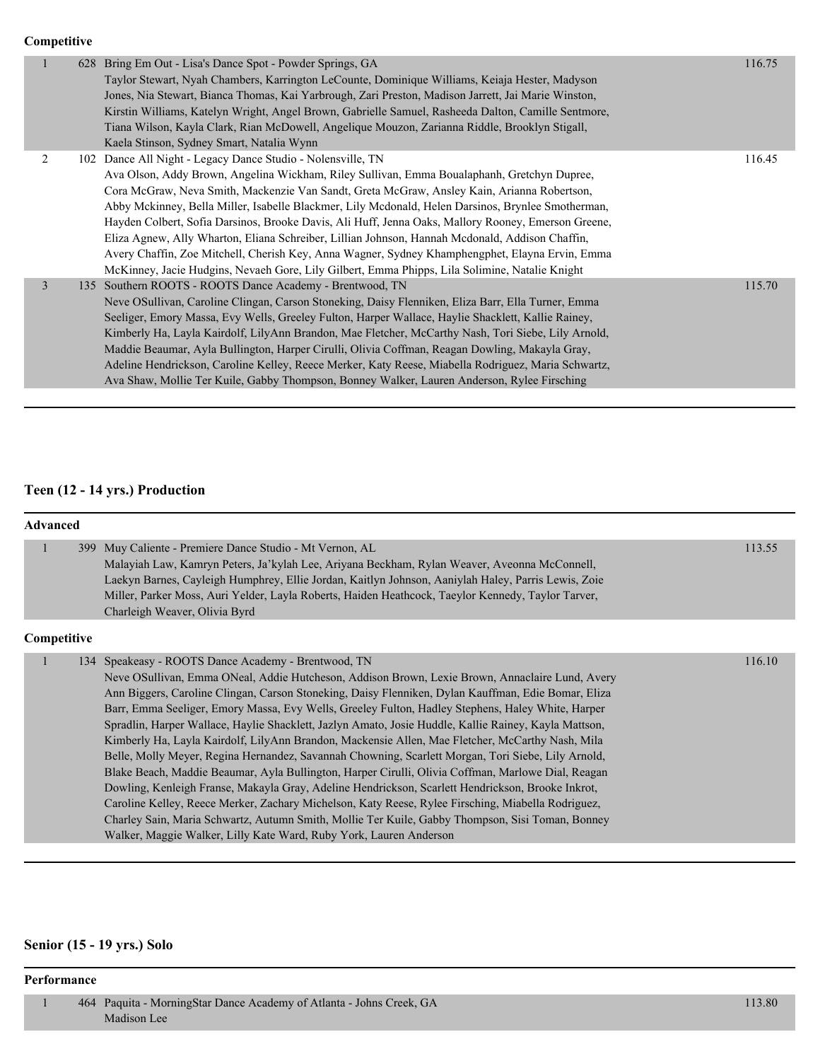**Competitive**

| Place | No. | Entry | Score |
|---|---|---|---|
| 1 | 628 | Bring Em Out - Lisa's Dance Spot - Powder Springs, GA<br>Taylor Stewart, Nyah Chambers, Karrington LeCounte, Dominique Williams, Keiaja Hester, Madyson Jones, Nia Stewart, Bianca Thomas, Kai Yarbrough, Zari Preston, Madison Jarrett, Jai Marie Winston, Kirstin Williams, Katelyn Wright, Angel Brown, Gabrielle Samuel, Rasheeda Dalton, Camille Sentmore, Tiana Wilson, Kayla Clark, Rian McDowell, Angelique Mouzon, Zarianna Riddle, Brooklyn Stigall, Kaela Stinson, Sydney Smart, Natalia Wynn | 116.75 |
| 2 | 102 | Dance All Night - Legacy Dance Studio - Nolensville, TN<br>Ava Olson, Addy Brown, Angelina Wickham, Riley Sullivan, Emma Boualaphanh, Gretchyn Dupree, Cora McGraw, Neva Smith, Mackenzie Van Sandt, Greta McGraw, Ansley Kain, Arianna Robertson, Abby Mckinney, Bella Miller, Isabelle Blackmer, Lily Mcdonald, Helen Darsinos, Brynlee Smotherman, Hayden Colbert, Sofia Darsinos, Brooke Davis, Ali Huff, Jenna Oaks, Mallory Rooney, Emerson Greene, Eliza Agnew, Ally Wharton, Eliana Schreiber, Lillian Johnson, Hannah Mcdonald, Addison Chaffin, Avery Chaffin, Zoe Mitchell, Cherish Key, Anna Wagner, Sydney Khamphengphet, Elayna Ervin, Emma McKinney, Jacie Hudgins, Nevaeh Gore, Lily Gilbert, Emma Phipps, Lila Solimine, Natalie Knight | 116.45 |
| 3 | 135 | Southern ROOTS - ROOTS Dance Academy - Brentwood, TN<br>Neve OSullivan, Caroline Clingan, Carson Stoneking, Daisy Flenniken, Eliza Barr, Ella Turner, Emma Seeliger, Emory Massa, Evy Wells, Greeley Fulton, Harper Wallace, Haylie Shacklett, Kallie Rainey, Kimberly Ha, Layla Kairdolf, LilyAnn Brandon, Mae Fletcher, McCarthy Nash, Tori Siebe, Lily Arnold, Maddie Beaumar, Ayla Bullington, Harper Cirulli, Olivia Coffman, Reagan Dowling, Makayla Gray, Adeline Hendrickson, Caroline Kelley, Reece Merker, Katy Reese, Miabella Rodriguez, Maria Schwartz, Ava Shaw, Mollie Ter Kuile, Gabby Thompson, Bonney Walker, Lauren Anderson, Rylee Firsching | 115.70 |

## Teen (12 - 14 yrs.) Production

**Advanced**

| Place | No. | Entry | Score |
|---|---|---|---|
| 1 | 399 | Muy Caliente - Premiere Dance Studio - Mt Vernon, AL<br>Malayiah Law, Kamryn Peters, Ja'kylah Lee, Ariyana Beckham, Rylan Weaver, Aveonna McConnell, Laekyn Barnes, Cayleigh Humphrey, Ellie Jordan, Kaitlyn Johnson, Aaniylah Haley, Parris Lewis, Zoie Miller, Parker Moss, Auri Yelder, Layla Roberts, Haiden Heathcock, Taeylor Kennedy, Taylor Tarver, Charleigh Weaver, Olivia Byrd | 113.55 |

**Competitive**

| Place | No. | Entry | Score |
|---|---|---|---|
| 1 | 134 | Speakeasy - ROOTS Dance Academy - Brentwood, TN<br>Neve OSullivan, Emma ONeal, Addie Hutcheson, Addison Brown, Lexie Brown, Annaclaire Lund, Avery Ann Biggers, Caroline Clingan, Carson Stoneking, Daisy Flenniken, Dylan Kauffman, Edie Bomar, Eliza Barr, Emma Seeliger, Emory Massa, Evy Wells, Greeley Fulton, Hadley Stephens, Haley White, Harper Spradlin, Harper Wallace, Haylie Shacklett, Jazlyn Amato, Josie Huddle, Kallie Rainey, Kayla Mattson, Kimberly Ha, Layla Kairdolf, LilyAnn Brandon, Mackensie Allen, Mae Fletcher, McCarthy Nash, Mila Belle, Molly Meyer, Regina Hernandez, Savannah Chowning, Scarlett Morgan, Tori Siebe, Lily Arnold, Blake Beach, Maddie Beaumar, Ayla Bullington, Harper Cirulli, Olivia Coffman, Marlowe Dial, Reagan Dowling, Kenleigh Franse, Makayla Gray, Adeline Hendrickson, Scarlett Hendrickson, Brooke Inkrot, Caroline Kelley, Reece Merker, Zachary Michelson, Katy Reese, Rylee Firsching, Miabella Rodriguez, Charley Sain, Maria Schwartz, Autumn Smith, Mollie Ter Kuile, Gabby Thompson, Sisi Toman, Bonney Walker, Maggie Walker, Lilly Kate Ward, Ruby York, Lauren Anderson | 116.10 |

## Senior (15 - 19 yrs.) Solo

**Performance**

| Place | No. | Entry | Score |
|---|---|---|---|
| 1 | 464 | Paquita - MorningStar Dance Academy of Atlanta - Johns Creek, GA<br>Madison Lee | 113.80 |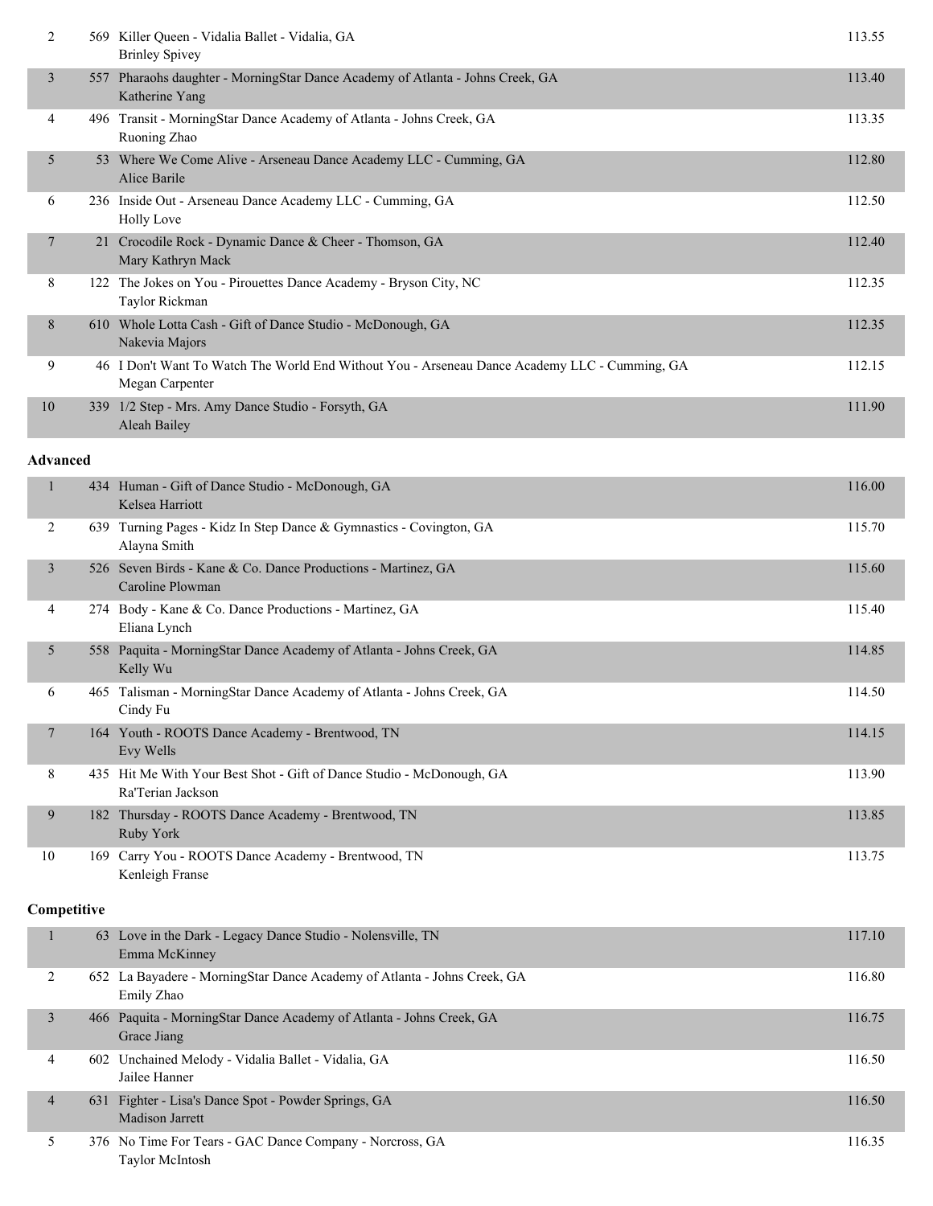| Place | No. | Entry | Score |
|---|---|---|---|
| 2 | 569 | Killer Queen - Vidalia Ballet - Vidalia, GA<br>Brinley Spivey | 113.55 |
| 3 | 557 | Pharaohs daughter - MorningStar Dance Academy of Atlanta - Johns Creek, GA<br>Katherine Yang | 113.40 |
| 4 | 496 | Transit - MorningStar Dance Academy of Atlanta - Johns Creek, GA<br>Ruoning Zhao | 113.35 |
| 5 | 53 | Where We Come Alive - Arseneau Dance Academy LLC - Cumming, GA<br>Alice Barile | 112.80 |
| 6 | 236 | Inside Out - Arseneau Dance Academy LLC - Cumming, GA<br>Holly Love | 112.50 |
| 7 | 21 | Crocodile Rock - Dynamic Dance & Cheer - Thomson, GA<br>Mary Kathryn Mack | 112.40 |
| 8 | 122 | The Jokes on You - Pirouettes Dance Academy - Bryson City, NC<br>Taylor Rickman | 112.35 |
| 8 | 610 | Whole Lotta Cash - Gift of Dance Studio - McDonough, GA<br>Nakevia Majors | 112.35 |
| 9 | 46 | I Don't Want To Watch The World End Without You - Arseneau Dance Academy LLC - Cumming, GA<br>Megan Carpenter | 112.15 |
| 10 | 339 | 1/2 Step - Mrs. Amy Dance Studio - Forsyth, GA<br>Aleah Bailey | 111.90 |

**Advanced**

| Place | No. | Entry | Score |
|---|---|---|---|
| 1 | 434 | Human - Gift of Dance Studio - McDonough, GA<br>Kelsea Harriott | 116.00 |
| 2 | 639 | Turning Pages - Kidz In Step Dance & Gymnastics - Covington, GA<br>Alayna Smith | 115.70 |
| 3 | 526 | Seven Birds - Kane & Co. Dance Productions - Martinez, GA<br>Caroline Plowman | 115.60 |
| 4 | 274 | Body - Kane & Co. Dance Productions - Martinez, GA<br>Eliana Lynch | 115.40 |
| 5 | 558 | Paquita - MorningStar Dance Academy of Atlanta - Johns Creek, GA<br>Kelly Wu | 114.85 |
| 6 | 465 | Talisman - MorningStar Dance Academy of Atlanta - Johns Creek, GA<br>Cindy Fu | 114.50 |
| 7 | 164 | Youth - ROOTS Dance Academy - Brentwood, TN<br>Evy Wells | 114.15 |
| 8 | 435 | Hit Me With Your Best Shot - Gift of Dance Studio - McDonough, GA<br>Ra'Terian Jackson | 113.90 |
| 9 | 182 | Thursday - ROOTS Dance Academy - Brentwood, TN<br>Ruby York | 113.85 |
| 10 | 169 | Carry You - ROOTS Dance Academy - Brentwood, TN<br>Kenleigh Franse | 113.75 |

**Competitive**

| Place | No. | Entry | Score |
|---|---|---|---|
| 1 | 63 | Love in the Dark - Legacy Dance Studio - Nolensville, TN<br>Emma McKinney | 117.10 |
| 2 | 652 | La Bayadere - MorningStar Dance Academy of Atlanta - Johns Creek, GA<br>Emily Zhao | 116.80 |
| 3 | 466 | Paquita - MorningStar Dance Academy of Atlanta - Johns Creek, GA<br>Grace Jiang | 116.75 |
| 4 | 602 | Unchained Melody - Vidalia Ballet - Vidalia, GA<br>Jailee Hanner | 116.50 |
| 4 | 631 | Fighter - Lisa's Dance Spot - Powder Springs, GA<br>Madison Jarrett | 116.50 |
| 5 | 376 | No Time For Tears - GAC Dance Company - Norcross, GA<br>Taylor McIntosh | 116.35 |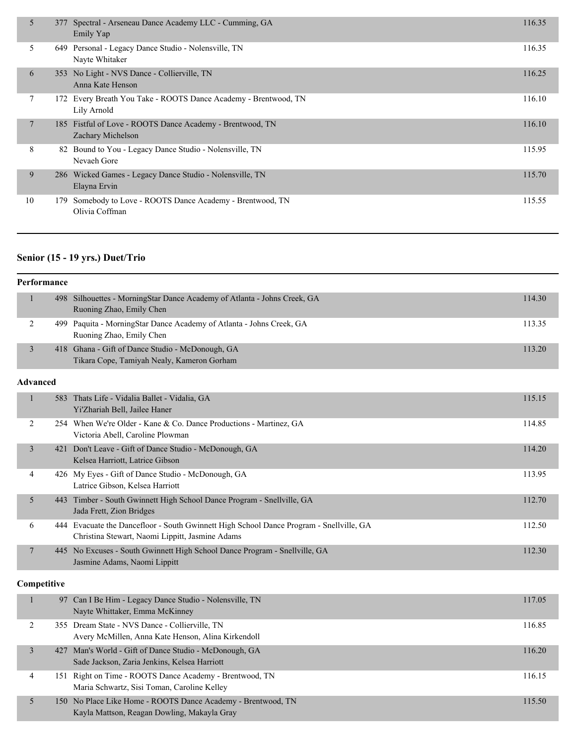| Place | No. | Entry | Score |
|---|---|---|---|
| 5 | 377 | Spectral - Arseneau Dance Academy LLC - Cumming, GA<br>Emily Yap | 116.35 |
| 5 | 649 | Personal - Legacy Dance Studio - Nolensville, TN<br>Nayte Whitaker | 116.35 |
| 6 | 353 | No Light - NVS Dance - Collierville, TN<br>Anna Kate Henson | 116.25 |
| 7 | 172 | Every Breath You Take - ROOTS Dance Academy - Brentwood, TN<br>Lily Arnold | 116.10 |
| 7 | 185 | Fistful of Love - ROOTS Dance Academy - Brentwood, TN<br>Zachary Michelson | 116.10 |
| 8 | 82 | Bound to You - Legacy Dance Studio - Nolensville, TN<br>Nevaeh Gore | 115.95 |
| 9 | 286 | Wicked Games - Legacy Dance Studio - Nolensville, TN<br>Elayna Ervin | 115.70 |
| 10 | 179 | Somebody to Love - ROOTS Dance Academy - Brentwood, TN<br>Olivia Coffman | 115.55 |

## Senior (15 - 19 yrs.) Duet/Trio

### Performance

| Place | No. | Entry | Score |
|---|---|---|---|
| 1 | 498 | Silhouettes - MorningStar Dance Academy of Atlanta - Johns Creek, GA<br>Ruoning Zhao, Emily Chen | 114.30 |
| 2 | 499 | Paquita - MorningStar Dance Academy of Atlanta - Johns Creek, GA<br>Ruoning Zhao, Emily Chen | 113.35 |
| 3 | 418 | Ghana - Gift of Dance Studio - McDonough, GA<br>Tikara Cope, Tamiyah Nealy, Kameron Gorham | 113.20 |

### Advanced

| Place | No. | Entry | Score |
|---|---|---|---|
| 1 | 583 | Thats Life - Vidalia Ballet - Vidalia, GA<br>Yi'Zhariah Bell, Jailee Haner | 115.15 |
| 2 | 254 | When We're Older - Kane & Co. Dance Productions - Martinez, GA<br>Victoria Abell, Caroline Plowman | 114.85 |
| 3 | 421 | Don't Leave - Gift of Dance Studio - McDonough, GA<br>Kelsea Harriott, Latrice Gibson | 114.20 |
| 4 | 426 | My Eyes - Gift of Dance Studio - McDonough, GA<br>Latrice Gibson, Kelsea Harriott | 113.95 |
| 5 | 443 | Timber - South Gwinnett High School Dance Program - Snellville, GA<br>Jada Frett, Zion Bridges | 112.70 |
| 6 | 444 | Evacuate the Dancefloor - South Gwinnett High School Dance Program - Snellville, GA<br>Christina Stewart, Naomi Lippitt, Jasmine Adams | 112.50 |
| 7 | 445 | No Excuses - South Gwinnett High School Dance Program - Snellville, GA<br>Jasmine Adams, Naomi Lippitt | 112.30 |

### Competitive

| Place | No. | Entry | Score |
|---|---|---|---|
| 1 | 97 | Can I Be Him - Legacy Dance Studio - Nolensville, TN<br>Nayte Whittaker, Emma McKinney | 117.05 |
| 2 | 355 | Dream State - NVS Dance - Collierville, TN<br>Avery McMillen, Anna Kate Henson, Alina Kirkendoll | 116.85 |
| 3 | 427 | Man's World - Gift of Dance Studio - McDonough, GA<br>Sade Jackson, Zaria Jenkins, Kelsea Harriott | 116.20 |
| 4 | 151 | Right on Time - ROOTS Dance Academy - Brentwood, TN<br>Maria Schwartz, Sisi Toman, Caroline Kelley | 116.15 |
| 5 | 150 | No Place Like Home - ROOTS Dance Academy - Brentwood, TN<br>Kayla Mattson, Reagan Dowling, Makayla Gray | 115.50 |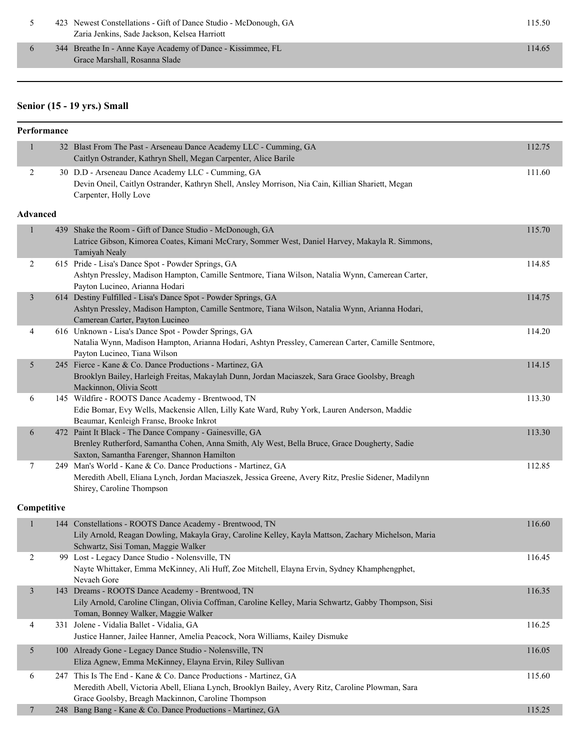| Place | # | Entry | Score |
|---|---|---|---|
| 5 | 423 | Newest Constellations - Gift of Dance Studio - McDonough, GA<br>Zaria Jenkins, Sade Jackson, Kelsea Harriott | 115.50 |
| 6 | 344 | Breathe In - Anne Kaye Academy of Dance - Kissimmee, FL<br>Grace Marshall, Rosanna Slade | 114.65 |

## Senior (15 - 19 yrs.) Small

### Performance

| Place | # | Entry | Score |
|---|---|---|---|
| 1 | 32 | Blast From The Past - Arseneau Dance Academy LLC - Cumming, GA<br>Caitlyn Ostrander, Kathryn Shell, Megan Carpenter, Alice Barile | 112.75 |
| 2 | 30 | D.D - Arseneau Dance Academy LLC - Cumming, GA<br>Devin Oneil, Caitlyn Ostrander, Kathryn Shell, Ansley Morrison, Nia Cain, Killian Shariett, Megan Carpenter, Holly Love | 111.60 |

### Advanced

| Place | # | Entry | Score |
|---|---|---|---|
| 1 | 439 | Shake the Room - Gift of Dance Studio - McDonough, GA<br>Latrice Gibson, Kimorea Coates, Kimani McCrary, Sommer West, Daniel Harvey, Makayla R. Simmons, Tamiyah Nealy | 115.70 |
| 2 | 615 | Pride - Lisa's Dance Spot - Powder Springs, GA<br>Ashtyn Pressley, Madison Hampton, Camille Sentmore, Tiana Wilson, Natalia Wynn, Camerean Carter, Payton Lucineo, Arianna Hodari | 114.85 |
| 3 | 614 | Destiny Fulfilled - Lisa's Dance Spot - Powder Springs, GA<br>Ashtyn Pressley, Madison Hampton, Camille Sentmore, Tiana Wilson, Natalia Wynn, Arianna Hodari, Camerean Carter, Payton Lucineo | 114.75 |
| 4 | 616 | Unknown - Lisa's Dance Spot - Powder Springs, GA<br>Natalia Wynn, Madison Hampton, Arianna Hodari, Ashtyn Pressley, Camerean Carter, Camille Sentmore, Payton Lucineo, Tiana Wilson | 114.20 |
| 5 | 245 | Fierce - Kane & Co. Dance Productions - Martinez, GA<br>Brooklyn Bailey, Harleigh Freitas, Makaylah Dunn, Jordan Maciaszek, Sara Grace Goolsby, Breagh Mackinnon, Olivia Scott | 114.15 |
| 6 | 145 | Wildfire - ROOTS Dance Academy - Brentwood, TN<br>Edie Bomar, Evy Wells, Mackensie Allen, Lilly Kate Ward, Ruby York, Lauren Anderson, Maddie Beaumar, Kenleigh Franse, Brooke Inkrot | 113.30 |
| 6 | 472 | Paint It Black - The Dance Company - Gainesville, GA<br>Brenley Rutherford, Samantha Cohen, Anna Smith, Aly West, Bella Bruce, Grace Dougherty, Sadie Saxton, Samantha Farenger, Shannon Hamilton | 113.30 |
| 7 | 249 | Man's World - Kane & Co. Dance Productions - Martinez, GA<br>Meredith Abell, Eliana Lynch, Jordan Maciaszek, Jessica Greene, Avery Ritz, Preslie Sidener, Madilynn Shirey, Caroline Thompson | 112.85 |

### Competitive

| Place | # | Entry | Score |
|---|---|---|---|
| 1 | 144 | Constellations - ROOTS Dance Academy - Brentwood, TN<br>Lily Arnold, Reagan Dowling, Makayla Gray, Caroline Kelley, Kayla Mattson, Zachary Michelson, Maria Schwartz, Sisi Toman, Maggie Walker | 116.60 |
| 2 | 99 | Lost - Legacy Dance Studio - Nolensville, TN<br>Nayte Whittaker, Emma McKinney, Ali Huff, Zoe Mitchell, Elayna Ervin, Sydney Khamphengphet, Nevaeh Gore | 116.45 |
| 3 | 143 | Dreams - ROOTS Dance Academy - Brentwood, TN<br>Lily Arnold, Caroline Clingan, Olivia Coffman, Caroline Kelley, Maria Schwartz, Gabby Thompson, Sisi Toman, Bonney Walker, Maggie Walker | 116.35 |
| 4 | 331 | Jolene - Vidalia Ballet - Vidalia, GA<br>Justice Hanner, Jailee Hanner, Amelia Peacock, Nora Williams, Kailey Dismuke | 116.25 |
| 5 | 100 | Already Gone - Legacy Dance Studio - Nolensville, TN<br>Eliza Agnew, Emma McKinney, Elayna Ervin, Riley Sullivan | 116.05 |
| 6 | 247 | This Is The End - Kane & Co. Dance Productions - Martinez, GA<br>Meredith Abell, Victoria Abell, Eliana Lynch, Brooklyn Bailey, Avery Ritz, Caroline Plowman, Sara Grace Goolsby, Breagh Mackinnon, Caroline Thompson | 115.60 |
| 7 | 248 | Bang Bang - Kane & Co. Dance Productions - Martinez, GA | 115.25 |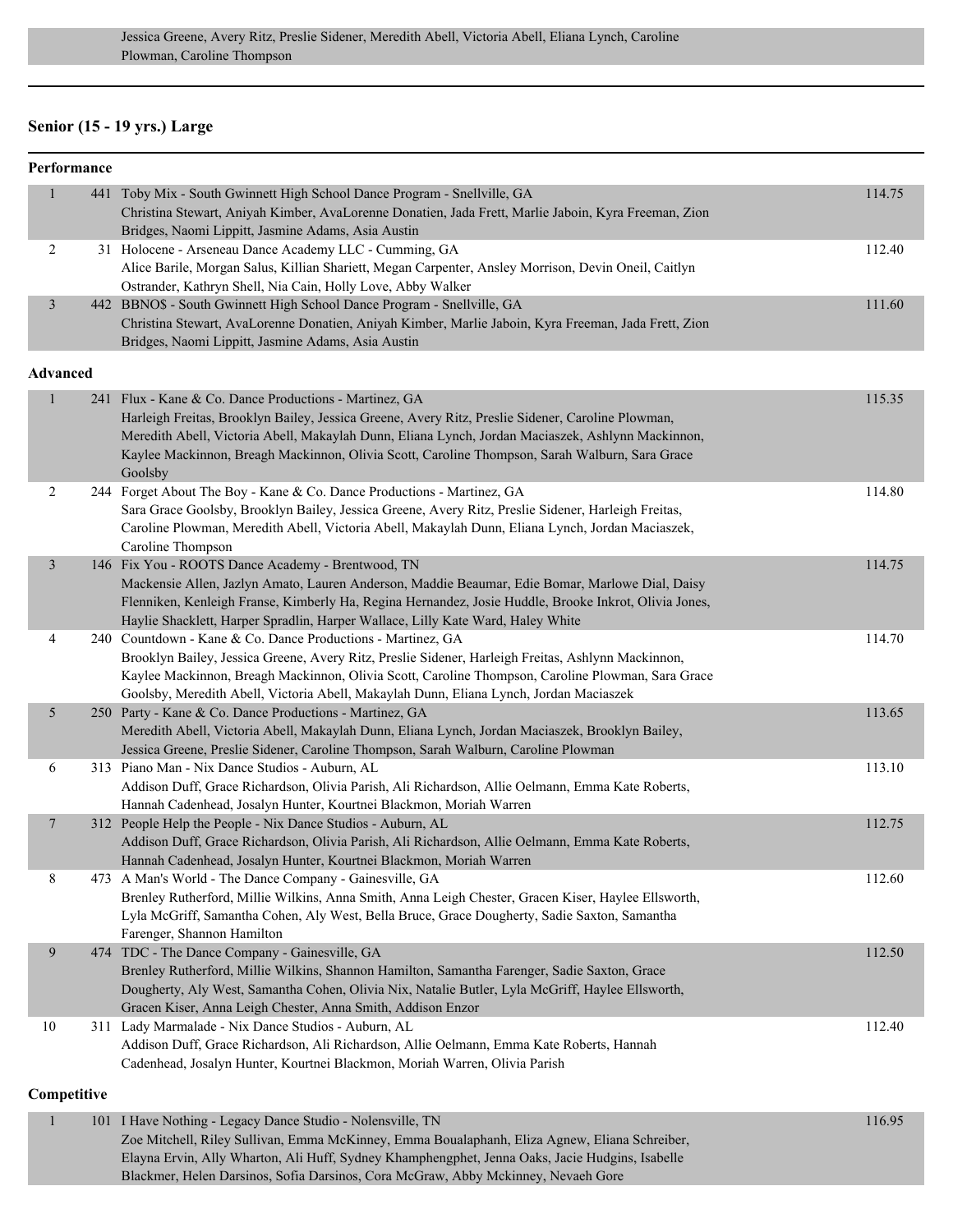Jessica Greene, Avery Ritz, Preslie Sidener, Meredith Abell, Victoria Abell, Eliana Lynch, Caroline Plowman, Caroline Thompson

---

## Senior (15 - 19 yrs.) Large

### Performance

| Place | No. | Entry | Score |
|---|---|---|---|
| 1 | 441 | Toby Mix - South Gwinnett High School Dance Program - Snellville, GA<br>Christina Stewart, Aniyah Kimber, AvaLorenne Donatien, Jada Frett, Marlie Jaboin, Kyra Freeman, Zion Bridges, Naomi Lippitt, Jasmine Adams, Asia Austin | 114.75 |
| 2 | 31 | Holocene - Arseneau Dance Academy LLC - Cumming, GA<br>Alice Barile, Morgan Salus, Killian Shariett, Megan Carpenter, Ansley Morrison, Devin Oneil, Caitlyn Ostrander, Kathryn Shell, Nia Cain, Holly Love, Abby Walker | 112.40 |
| 3 | 442 | BBNO$ - South Gwinnett High School Dance Program - Snellville, GA<br>Christina Stewart, AvaLorenne Donatien, Aniyah Kimber, Marlie Jaboin, Kyra Freeman, Jada Frett, Zion Bridges, Naomi Lippitt, Jasmine Adams, Asia Austin | 111.60 |

### Advanced

| Place | No. | Entry | Score |
|---|---|---|---|
| 1 | 241 | Flux - Kane & Co. Dance Productions - Martinez, GA<br>Harleigh Freitas, Brooklyn Bailey, Jessica Greene, Avery Ritz, Preslie Sidener, Caroline Plowman, Meredith Abell, Victoria Abell, Makaylah Dunn, Eliana Lynch, Jordan Maciaszek, Ashlynn Mackinnon, Kaylee Mackinnon, Breagh Mackinnon, Olivia Scott, Caroline Thompson, Sarah Walburn, Sara Grace Goolsby | 115.35 |
| 2 | 244 | Forget About The Boy - Kane & Co. Dance Productions - Martinez, GA<br>Sara Grace Goolsby, Brooklyn Bailey, Jessica Greene, Avery Ritz, Preslie Sidener, Harleigh Freitas, Caroline Plowman, Meredith Abell, Victoria Abell, Makaylah Dunn, Eliana Lynch, Jordan Maciaszek, Caroline Thompson | 114.80 |
| 3 | 146 | Fix You - ROOTS Dance Academy - Brentwood, TN<br>Mackensie Allen, Jazlyn Amato, Lauren Anderson, Maddie Beaumar, Edie Bomar, Marlowe Dial, Daisy Flenniken, Kenleigh Franse, Kimberly Ha, Regina Hernandez, Josie Huddle, Brooke Inkrot, Olivia Jones, Haylie Shacklett, Harper Spradlin, Harper Wallace, Lilly Kate Ward, Haley White | 114.75 |
| 4 | 240 | Countdown - Kane & Co. Dance Productions - Martinez, GA<br>Brooklyn Bailey, Jessica Greene, Avery Ritz, Preslie Sidener, Harleigh Freitas, Ashlynn Mackinnon, Kaylee Mackinnon, Breagh Mackinnon, Olivia Scott, Caroline Thompson, Caroline Plowman, Sara Grace Goolsby, Meredith Abell, Victoria Abell, Makaylah Dunn, Eliana Lynch, Jordan Maciaszek | 114.70 |
| 5 | 250 | Party - Kane & Co. Dance Productions - Martinez, GA<br>Meredith Abell, Victoria Abell, Makaylah Dunn, Eliana Lynch, Jordan Maciaszek, Brooklyn Bailey, Jessica Greene, Preslie Sidener, Caroline Thompson, Sarah Walburn, Caroline Plowman | 113.65 |
| 6 | 313 | Piano Man - Nix Dance Studios - Auburn, AL<br>Addison Duff, Grace Richardson, Olivia Parish, Ali Richardson, Allie Oelmann, Emma Kate Roberts, Hannah Cadenhead, Josalyn Hunter, Kourtnei Blackmon, Moriah Warren | 113.10 |
| 7 | 312 | People Help the People - Nix Dance Studios - Auburn, AL<br>Addison Duff, Grace Richardson, Olivia Parish, Ali Richardson, Allie Oelmann, Emma Kate Roberts, Hannah Cadenhead, Josalyn Hunter, Kourtnei Blackmon, Moriah Warren | 112.75 |
| 8 | 473 | A Man's World - The Dance Company - Gainesville, GA<br>Brenley Rutherford, Millie Wilkins, Anna Smith, Anna Leigh Chester, Gracen Kiser, Haylee Ellsworth, Lyla McGriff, Samantha Cohen, Aly West, Bella Bruce, Grace Dougherty, Sadie Saxton, Samantha Farenger, Shannon Hamilton | 112.60 |
| 9 | 474 | TDC - The Dance Company - Gainesville, GA<br>Brenley Rutherford, Millie Wilkins, Shannon Hamilton, Samantha Farenger, Sadie Saxton, Grace Dougherty, Aly West, Samantha Cohen, Olivia Nix, Natalie Butler, Lyla McGriff, Haylee Ellsworth, Gracen Kiser, Anna Leigh Chester, Anna Smith, Addison Enzor | 112.50 |
| 10 | 311 | Lady Marmalade - Nix Dance Studios - Auburn, AL<br>Addison Duff, Grace Richardson, Ali Richardson, Allie Oelmann, Emma Kate Roberts, Hannah Cadenhead, Josalyn Hunter, Kourtnei Blackmon, Moriah Warren, Olivia Parish | 112.40 |

### Competitive

| Place | No. | Entry | Score |
|---|---|---|---|
| 1 | 101 | I Have Nothing - Legacy Dance Studio - Nolensville, TN<br>Zoe Mitchell, Riley Sullivan, Emma McKinney, Emma Boualaphanh, Eliza Agnew, Eliana Schreiber, Elayna Ervin, Ally Wharton, Ali Huff, Sydney Khamphengphet, Jenna Oaks, Jacie Hudgins, Isabelle Blackmer, Helen Darsinos, Sofia Darsinos, Cora McGraw, Abby Mckinney, Nevaeh Gore | 116.95 |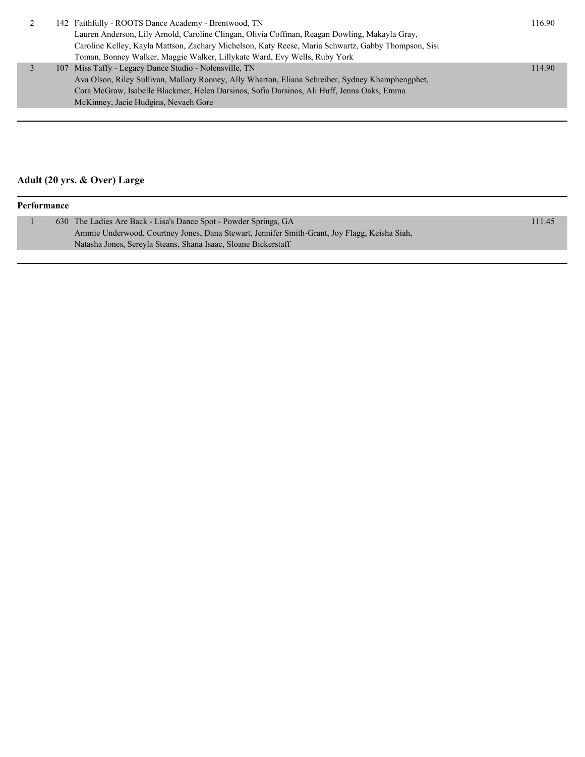| | | | |
|---|---|---|---|
| 2 | 142 | Faithfully - ROOTS Dance Academy - Brentwood, TN<br>Lauren Anderson, Lily Arnold, Caroline Clingan, Olivia Coffman, Reagan Dowling, Makayla Gray, Caroline Kelley, Kayla Mattson, Zachary Michelson, Katy Reese, Maria Schwartz, Gabby Thompson, Sisi Toman, Bonney Walker, Maggie Walker, Lillykate Ward, Evy Wells, Ruby York | 116.90 |
| 3 | 107 | Miss Taffy - Legacy Dance Studio - Nolensville, TN<br>Ava Olson, Riley Sullivan, Mallory Rooney, Ally Wharton, Eliana Schreiber, Sydney Khamphengphet, Cora McGraw, Isabelle Blackmer, Helen Darsinos, Sofia Darsinos, Ali Huff, Jenna Oaks, Emma McKinney, Jacie Hudgins, Nevaeh Gore | 114.90 |

## Adult (20 yrs. & Over) Large

**Performance**

| | | | |
|---|---|---|---|
| 1 | 630 | The Ladies Are Back - Lisa's Dance Spot - Powder Springs, GA<br>Ammie Underwood, Courtney Jones, Dana Stewart, Jennifer Smith-Grant, Joy Flagg, Keisha Siah, Natasha Jones, Sereyla Steans, Shana Isaac, Sloane Bickerstaff | 111.45 |